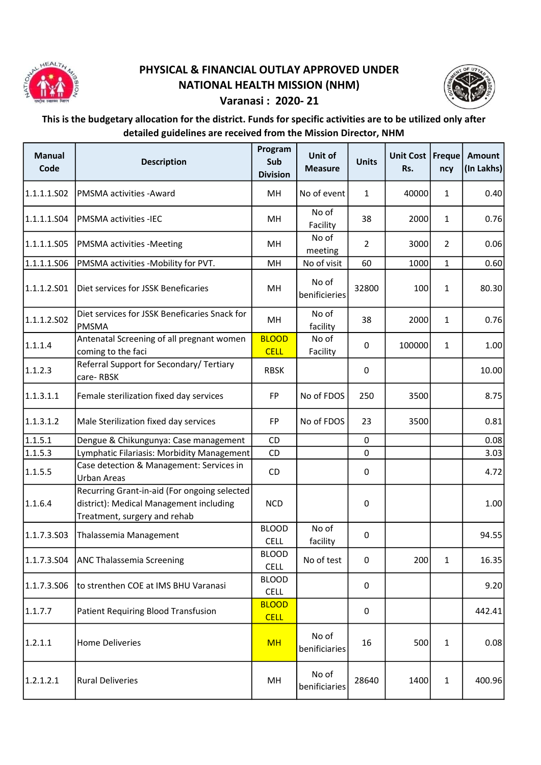# PHYSICAL & FINANCIAL OUTLAY APPROVED UNDER NATIONAL HEALTH MISSION (NHM)

## Varanasi : 2020- 21

**This is the budgetary allocation for the district. Funds for specific activities are to be utilized only after detailed guidelines are received from the Mission Director, NHM**

| Manual Code | Description | Program Sub Division | Unit of Measure | Units | Unit Cost Rs. | Frequency | Amount (In Lakhs) |
|---|---|---|---|---|---|---|---|
| 1.1.1.1.S02 | PMSMA activities -Award | MH | No of event | 1 | 40000 | 1 | 0.40 |
| 1.1.1.1.S04 | PMSMA activities -IEC | MH | No of Facility | 38 | 2000 | 1 | 0.76 |
| 1.1.1.1.S05 | PMSMA activities -Meeting | MH | No of meeting | 2 | 3000 | 2 | 0.06 |
| 1.1.1.1.S06 | PMSMA activities -Mobility for PVT. | MH | No of visit | 60 | 1000 | 1 | 0.60 |
| 1.1.1.2.S01 | Diet services for JSSK Beneficaries | MH | No of benificieries | 32800 | 100 | 1 | 80.30 |
| 1.1.1.2.S02 | Diet services for JSSK Beneficaries Snack for PMSMA | MH | No of facility | 38 | 2000 | 1 | 0.76 |
| 1.1.1.4 | Antenatal Screening of all pregnant women coming to the faci | BLOOD CELL | No of Facility | 0 | 100000 | 1 | 1.00 |
| 1.1.2.3 | Referral Support for Secondary/ Tertiary care- RBSK | RBSK | | 0 | | | 10.00 |
| 1.1.3.1.1 | Female sterilization fixed day services | FP | No of FDOS | 250 | 3500 | | 8.75 |
| 1.1.3.1.2 | Male Sterilization fixed day services | FP | No of FDOS | 23 | 3500 | | 0.81 |
| 1.1.5.1 | Dengue & Chikungunya: Case management | CD | | 0 | | | 0.08 |
| 1.1.5.3 | Lymphatic Filariasis: Morbidity Management | CD | | 0 | | | 3.03 |
| 1.1.5.5 | Case detection & Management: Services in Urban Areas | CD | | 0 | | | 4.72 |
| 1.1.6.4 | Recurring Grant-in-aid (For ongoing selected district): Medical Management including Treatment, surgery and rehab | NCD | | 0 | | | 1.00 |
| 1.1.7.3.S03 | Thalassemia Management | BLOOD CELL | No of facility | 0 | | | 94.55 |
| 1.1.7.3.S04 | ANC Thalassemia Screening | BLOOD CELL | No of test | 0 | 200 | 1 | 16.35 |
| 1.1.7.3.S06 | to strenthen COE at IMS BHU Varanasi | BLOOD CELL | | 0 | | | 9.20 |
| 1.1.7.7 | Patient Requiring Blood Transfusion | BLOOD CELL | | 0 | | | 442.41 |
| 1.2.1.1 | Home Deliveries | MH | No of benificiaries | 16 | 500 | 1 | 0.08 |
| 1.2.1.2.1 | Rural Deliveries | MH | No of benificiaries | 28640 | 1400 | 1 | 400.96 |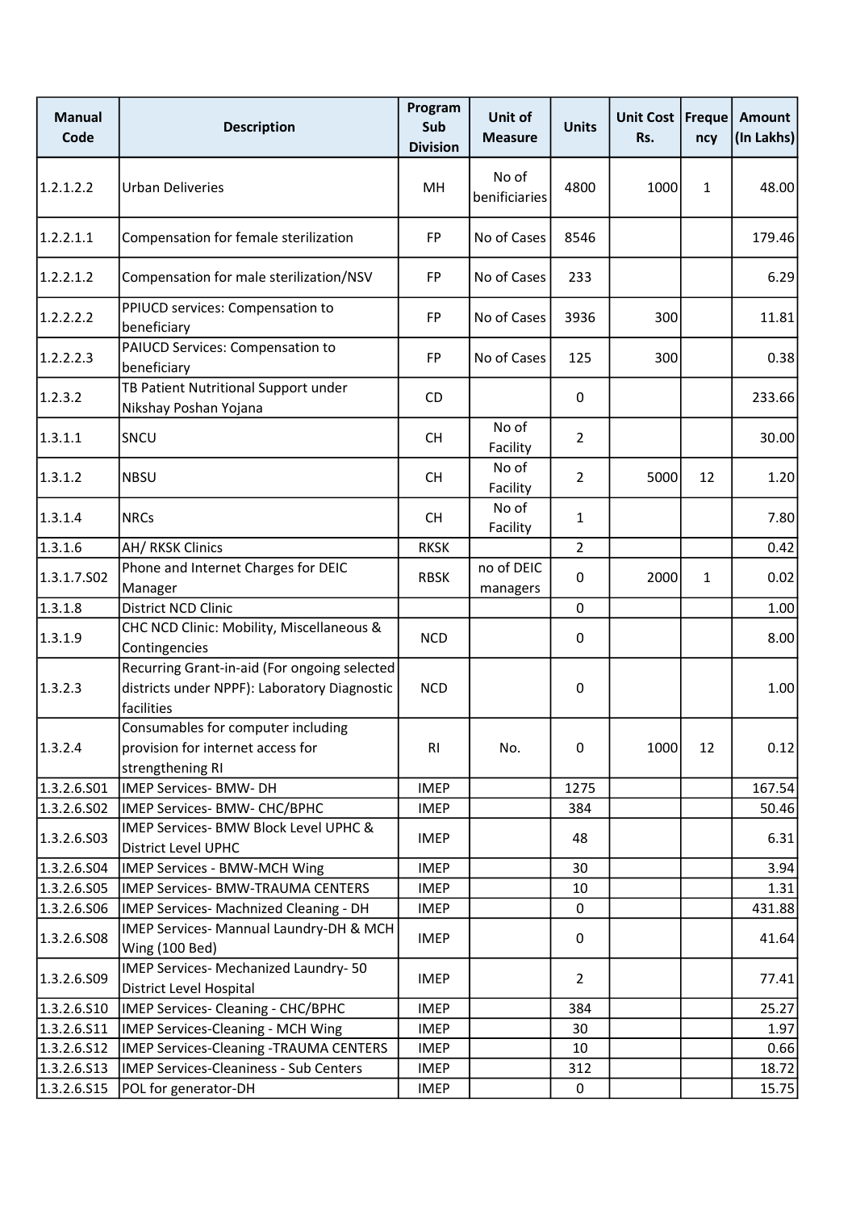| Manual Code | Description | Program Sub Division | Unit of Measure | Units | Unit Cost Rs. | Frequency | Amount (In Lakhs) |
|---|---|---|---|---|---|---|---|
| 1.2.1.2.2 | Urban Deliveries | MH | No of benificiaries | 4800 | 1000 | 1 | 48.00 |
| 1.2.2.1.1 | Compensation for female sterilization | FP | No of Cases | 8546 | | | 179.46 |
| 1.2.2.1.2 | Compensation for male sterilization/NSV | FP | No of Cases | 233 | | | 6.29 |
| 1.2.2.2.2 | PPIUCD services: Compensation to beneficiary | FP | No of Cases | 3936 | 300 | | 11.81 |
| 1.2.2.2.3 | PAIUCD Services: Compensation to beneficiary | FP | No of Cases | 125 | 300 | | 0.38 |
| 1.2.3.2 | TB Patient Nutritional Support under Nikshay Poshan Yojana | CD | | 0 | | | 233.66 |
| 1.3.1.1 | SNCU | CH | No of Facility | 2 | | | 30.00 |
| 1.3.1.2 | NBSU | CH | No of Facility | 2 | 5000 | 12 | 1.20 |
| 1.3.1.4 | NRCs | CH | No of Facility | 1 | | | 7.80 |
| 1.3.1.6 | AH/ RKSK Clinics | RKSK | | 2 | | | 0.42 |
| 1.3.1.7.S02 | Phone and Internet Charges for DEIC Manager | RBSK | no of DEIC managers | 0 | 2000 | 1 | 0.02 |
| 1.3.1.8 | District NCD Clinic | | | 0 | | | 1.00 |
| 1.3.1.9 | CHC NCD Clinic: Mobility, Miscellaneous & Contingencies | NCD | | 0 | | | 8.00 |
| 1.3.2.3 | Recurring Grant-in-aid (For ongoing selected districts under NPPF): Laboratory Diagnostic facilities | NCD | | 0 | | | 1.00 |
| 1.3.2.4 | Consumables for computer including provision for internet access for strengthening RI | RI | No. | 0 | 1000 | 12 | 0.12 |
| 1.3.2.6.S01 | IMEP Services- BMW- DH | IMEP | | 1275 | | | 167.54 |
| 1.3.2.6.S02 | IMEP Services- BMW- CHC/BPHC | IMEP | | 384 | | | 50.46 |
| 1.3.2.6.S03 | IMEP Services- BMW Block Level UPHC & District Level UPHC | IMEP | | 48 | | | 6.31 |
| 1.3.2.6.S04 | IMEP Services - BMW-MCH Wing | IMEP | | 30 | | | 3.94 |
| 1.3.2.6.S05 | IMEP Services- BMW-TRAUMA CENTERS | IMEP | | 10 | | | 1.31 |
| 1.3.2.6.S06 | IMEP Services- Machnized Cleaning - DH | IMEP | | 0 | | | 431.88 |
| 1.3.2.6.S08 | IMEP Services- Mannual Laundry-DH & MCH Wing (100 Bed) | IMEP | | 0 | | | 41.64 |
| 1.3.2.6.S09 | IMEP Services- Mechanized Laundry- 50 District Level Hospital | IMEP | | 2 | | | 77.41 |
| 1.3.2.6.S10 | IMEP Services- Cleaning - CHC/BPHC | IMEP | | 384 | | | 25.27 |
| 1.3.2.6.S11 | IMEP Services-Cleaning - MCH Wing | IMEP | | 30 | | | 1.97 |
| 1.3.2.6.S12 | IMEP Services-Cleaning -TRAUMA CENTERS | IMEP | | 10 | | | 0.66 |
| 1.3.2.6.S13 | IMEP Services-Cleaniness - Sub Centers | IMEP | | 312 | | | 18.72 |
| 1.3.2.6.S15 | POL for generator-DH | IMEP | | 0 | | | 15.75 |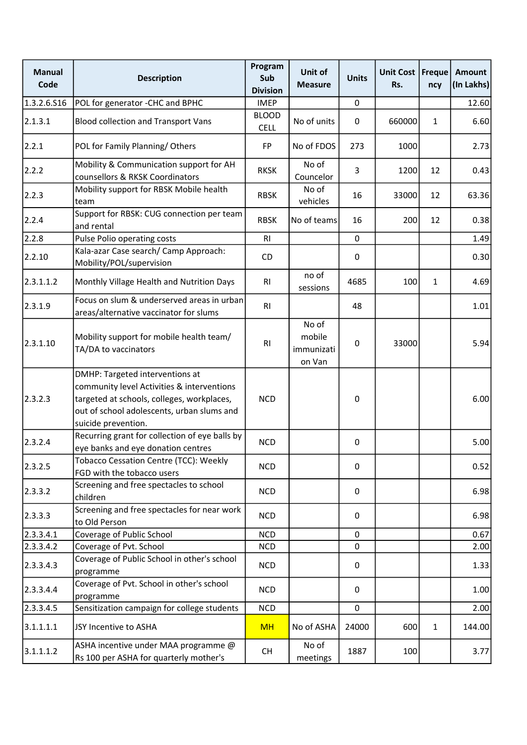| Manual Code | Description | Program Sub Division | Unit of Measure | Units | Unit Cost Rs. | Frequency | Amount (In Lakhs) |
|---|---|---|---|---|---|---|---|
| 1.3.2.6.S16 | POL for generator -CHC and BPHC | IMEP | | 0 | | | 12.60 |
| 2.1.3.1 | Blood collection and Transport Vans | BLOOD CELL | No of units | 0 | 660000 | 1 | 6.60 |
| 2.2.1 | POL for Family Planning/ Others | FP | No of FDOS | 273 | 1000 | | 2.73 |
| 2.2.2 | Mobility & Communication support for AH counsellors & RKSK Coordinators | RKSK | No of Councelor | 3 | 1200 | 12 | 0.43 |
| 2.2.3 | Mobility support for RBSK Mobile health team | RBSK | No of vehicles | 16 | 33000 | 12 | 63.36 |
| 2.2.4 | Support for RBSK: CUG connection per team and rental | RBSK | No of teams | 16 | 200 | 12 | 0.38 |
| 2.2.8 | Pulse Polio operating costs | RI | | 0 | | | 1.49 |
| 2.2.10 | Kala-azar Case search/ Camp Approach: Mobility/POL/supervision | CD | | 0 | | | 0.30 |
| 2.3.1.1.2 | Monthly Village Health and Nutrition Days | RI | no of sessions | 4685 | 100 | 1 | 4.69 |
| 2.3.1.9 | Focus on slum & underserved areas in urban areas/alternative vaccinator for slums | RI | | 48 | | | 1.01 |
| 2.3.1.10 | Mobility support for mobile health team/ TA/DA to vaccinators | RI | No of mobile immunization Van | 0 | 33000 | | 5.94 |
| 2.3.2.3 | DMHP: Targeted interventions at community level Activities & interventions targeted at schools, colleges, workplaces, out of school adolescents, urban slums and suicide prevention. | NCD | | 0 | | | 6.00 |
| 2.3.2.4 | Recurring grant for collection of eye balls by eye banks and eye donation centres | NCD | | 0 | | | 5.00 |
| 2.3.2.5 | Tobacco Cessation Centre (TCC): Weekly FGD with the tobacco users | NCD | | 0 | | | 0.52 |
| 2.3.3.2 | Screening and free spectacles to school children | NCD | | 0 | | | 6.98 |
| 2.3.3.3 | Screening and free spectacles for near work to Old Person | NCD | | 0 | | | 6.98 |
| 2.3.3.4.1 | Coverage of Public School | NCD | | 0 | | | 0.67 |
| 2.3.3.4.2 | Coverage of Pvt. School | NCD | | 0 | | | 2.00 |
| 2.3.3.4.3 | Coverage of Public School in other's school programme | NCD | | 0 | | | 1.33 |
| 2.3.3.4.4 | Coverage of Pvt. School in other's school programme | NCD | | 0 | | | 1.00 |
| 2.3.3.4.5 | Sensitization campaign for college students | NCD | | 0 | | | 2.00 |
| 3.1.1.1.1 | JSY Incentive to ASHA | MH | No of ASHA | 24000 | 600 | 1 | 144.00 |
| 3.1.1.1.2 | ASHA incentive under MAA programme @ Rs 100 per ASHA for quarterly mother's | CH | No of meetings | 1887 | 100 | | 3.77 |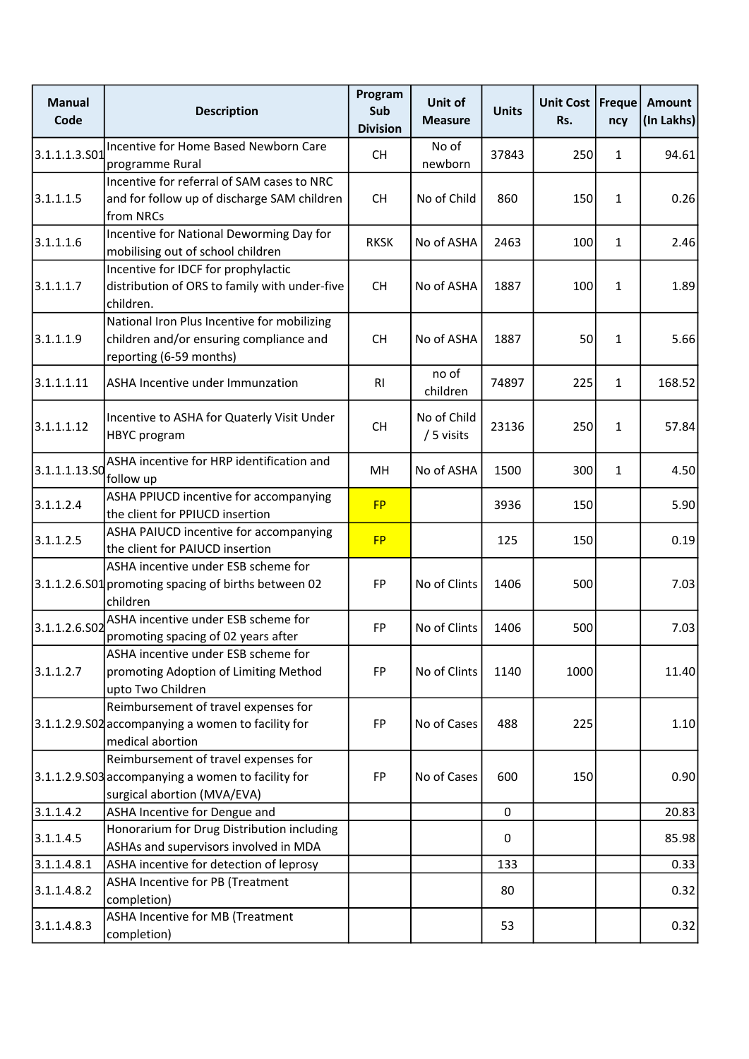| Manual Code | Description | Program Sub Division | Unit of Measure | Units | Unit Cost Rs. | Frequency | Amount (In Lakhs) |
|---|---|---|---|---|---|---|---|
| 3.1.1.1.3.S01 | Incentive for Home Based Newborn Care programme Rural | CH | No of newborn | 37843 | 250 | 1 | 94.61 |
| 3.1.1.1.5 | Incentive for referral of SAM cases to NRC and for follow up of discharge SAM children from NRCs | CH | No of Child | 860 | 150 | 1 | 0.26 |
| 3.1.1.1.6 | Incentive for National Deworming Day for mobilising out of school children | RKSK | No of ASHA | 2463 | 100 | 1 | 2.46 |
| 3.1.1.1.7 | Incentive for IDCF for prophylactic distribution of ORS to family with under-five children. | CH | No of ASHA | 1887 | 100 | 1 | 1.89 |
| 3.1.1.1.9 | National Iron Plus Incentive for mobilizing children and/or ensuring compliance and reporting (6-59 months) | CH | No of ASHA | 1887 | 50 | 1 | 5.66 |
| 3.1.1.1.11 | ASHA Incentive under Immunzation | RI | no of children | 74897 | 225 | 1 | 168.52 |
| 3.1.1.1.12 | Incentive to ASHA for Quaterly Visit Under HBYC program | CH | No of Child / 5 visits | 23136 | 250 | 1 | 57.84 |
| 3.1.1.1.13.S0 | ASHA incentive for HRP identification and follow up | MH | No of ASHA | 1500 | 300 | 1 | 4.50 |
| 3.1.1.2.4 | ASHA PPIUCD incentive for accompanying the client for PPIUCD insertion | FP | | 3936 | 150 | | 5.90 |
| 3.1.1.2.5 | ASHA PAIUCD incentive for accompanying the client for PAIUCD insertion | FP | | 125 | 150 | | 0.19 |
| 3.1.1.2.6.S01 | ASHA incentive under ESB scheme for promoting spacing of births between 02 children | FP | No of Clints | 1406 | 500 | | 7.03 |
| 3.1.1.2.6.S02 | ASHA incentive under ESB scheme for promoting spacing of 02 years after | FP | No of Clints | 1406 | 500 | | 7.03 |
| 3.1.1.2.7 | ASHA incentive under ESB scheme for promoting Adoption of Limiting Method upto Two Children | FP | No of Clints | 1140 | 1000 | | 11.40 |
| 3.1.1.2.9.S02 | Reimbursement of travel expenses for accompanying a women to facility for medical abortion | FP | No of Cases | 488 | 225 | | 1.10 |
| 3.1.1.2.9.S03 | Reimbursement of travel expenses for accompanying a women to facility for surgical abortion (MVA/EVA) | FP | No of Cases | 600 | 150 | | 0.90 |
| 3.1.1.4.2 | ASHA Incentive for Dengue and | | | 0 | | | 20.83 |
| 3.1.1.4.5 | Honorarium for Drug Distribution including ASHAs and supervisors involved in MDA | | | 0 | | | 85.98 |
| 3.1.1.4.8.1 | ASHA incentive for detection of leprosy | | | 133 | | | 0.33 |
| 3.1.1.4.8.2 | ASHA Incentive for PB (Treatment completion) | | | 80 | | | 0.32 |
| 3.1.1.4.8.3 | ASHA Incentive for MB (Treatment completion) | | | 53 | | | 0.32 |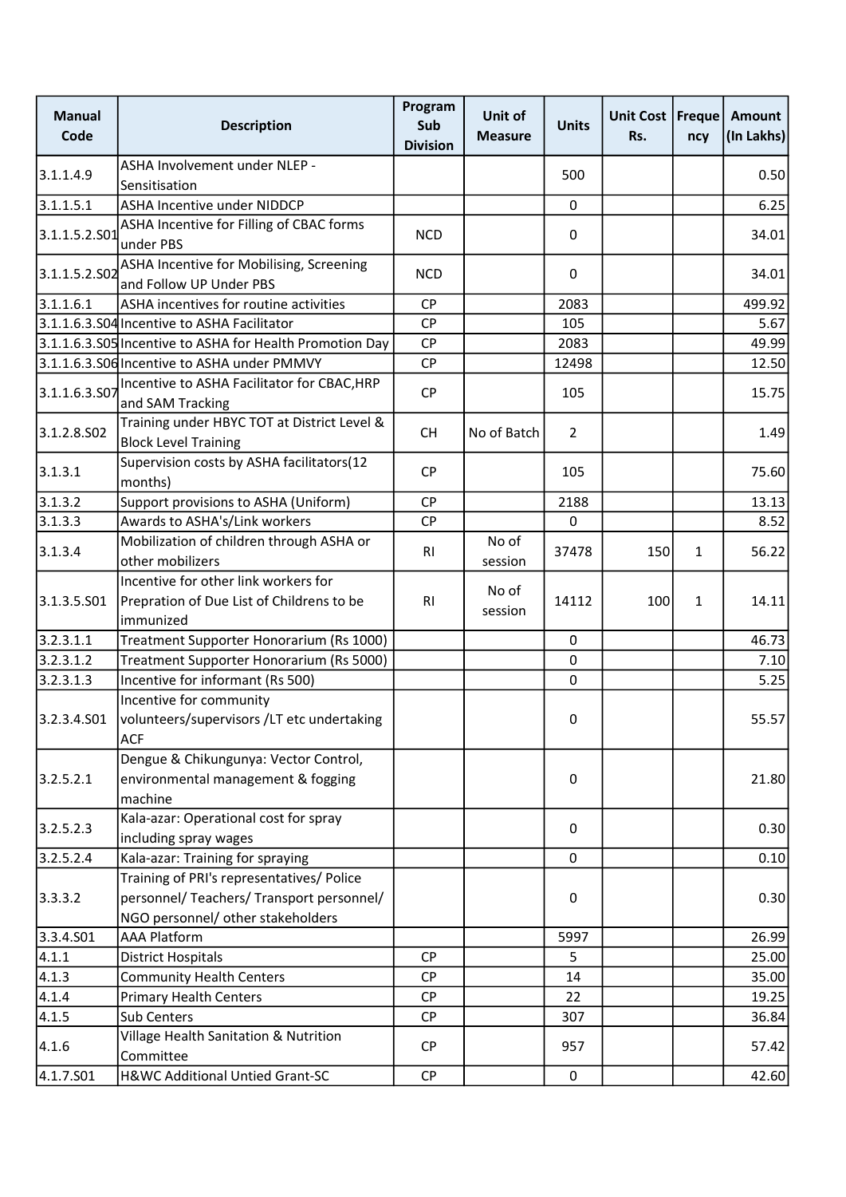| Manual Code | Description | Program Sub Division | Unit of Measure | Units | Unit Cost Rs. | Frequency | Amount (In Lakhs) |
|---|---|---|---|---|---|---|---|
| 3.1.1.4.9 | ASHA Involvement under NLEP - Sensitisation | | | 500 | | | 0.50 |
| 3.1.1.5.1 | ASHA Incentive under NIDDCP | | | 0 | | | 6.25 |
| 3.1.1.5.2.S01 | ASHA Incentive for Filling of CBAC forms under PBS | NCD | | 0 | | | 34.01 |
| 3.1.1.5.2.S02 | ASHA Incentive for Mobilising, Screening and Follow UP Under PBS | NCD | | 0 | | | 34.01 |
| 3.1.1.6.1 | ASHA incentives for routine activities | CP | | 2083 | | | 499.92 |
| 3.1.1.6.3.S04 | Incentive to ASHA Facilitator | CP | | 105 | | | 5.67 |
| 3.1.1.6.3.S05 | Incentive to ASHA for Health Promotion Day | CP | | 2083 | | | 49.99 |
| 3.1.1.6.3.S06 | Incentive to ASHA under PMMVY | CP | | 12498 | | | 12.50 |
| 3.1.1.6.3.S07 | Incentive to ASHA Facilitator for CBAC,HRP and SAM Tracking | CP | | 105 | | | 15.75 |
| 3.1.2.8.S02 | Training under HBYC TOT at District Level & Block Level Training | CH | No of Batch | 2 | | | 1.49 |
| 3.1.3.1 | Supervision costs by ASHA facilitators(12 months) | CP | | 105 | | | 75.60 |
| 3.1.3.2 | Support provisions to ASHA (Uniform) | CP | | 2188 | | | 13.13 |
| 3.1.3.3 | Awards to ASHA's/Link workers | CP | | 0 | | | 8.52 |
| 3.1.3.4 | Mobilization of children through ASHA or other mobilizers | RI | No of session | 37478 | 150 | 1 | 56.22 |
| 3.1.3.5.S01 | Incentive for other link workers for Prepration of Due List of Childrens to be immunized | RI | No of session | 14112 | 100 | 1 | 14.11 |
| 3.2.3.1.1 | Treatment Supporter Honorarium (Rs 1000) | | | 0 | | | 46.73 |
| 3.2.3.1.2 | Treatment Supporter Honorarium (Rs 5000) | | | 0 | | | 7.10 |
| 3.2.3.1.3 | Incentive for informant (Rs 500) | | | 0 | | | 5.25 |
| 3.2.3.4.S01 | Incentive for community volunteers/supervisors /LT etc undertaking ACF | | | 0 | | | 55.57 |
| 3.2.5.2.1 | Dengue & Chikungunya: Vector Control, environmental management & fogging machine | | | 0 | | | 21.80 |
| 3.2.5.2.3 | Kala-azar: Operational cost for spray including spray wages | | | 0 | | | 0.30 |
| 3.2.5.2.4 | Kala-azar: Training for spraying | | | 0 | | | 0.10 |
| 3.3.3.2 | Training of PRI's representatives/ Police personnel/ Teachers/ Transport personnel/ NGO personnel/ other stakeholders | | | 0 | | | 0.30 |
| 3.3.4.S01 | AAA Platform | | | 5997 | | | 26.99 |
| 4.1.1 | District Hospitals | CP | | 5 | | | 25.00 |
| 4.1.3 | Community Health Centers | CP | | 14 | | | 35.00 |
| 4.1.4 | Primary Health Centers | CP | | 22 | | | 19.25 |
| 4.1.5 | Sub Centers | CP | | 307 | | | 36.84 |
| 4.1.6 | Village Health Sanitation & Nutrition Committee | CP | | 957 | | | 57.42 |
| 4.1.7.S01 | H&WC Additional Untied Grant-SC | CP | | 0 | | | 42.60 |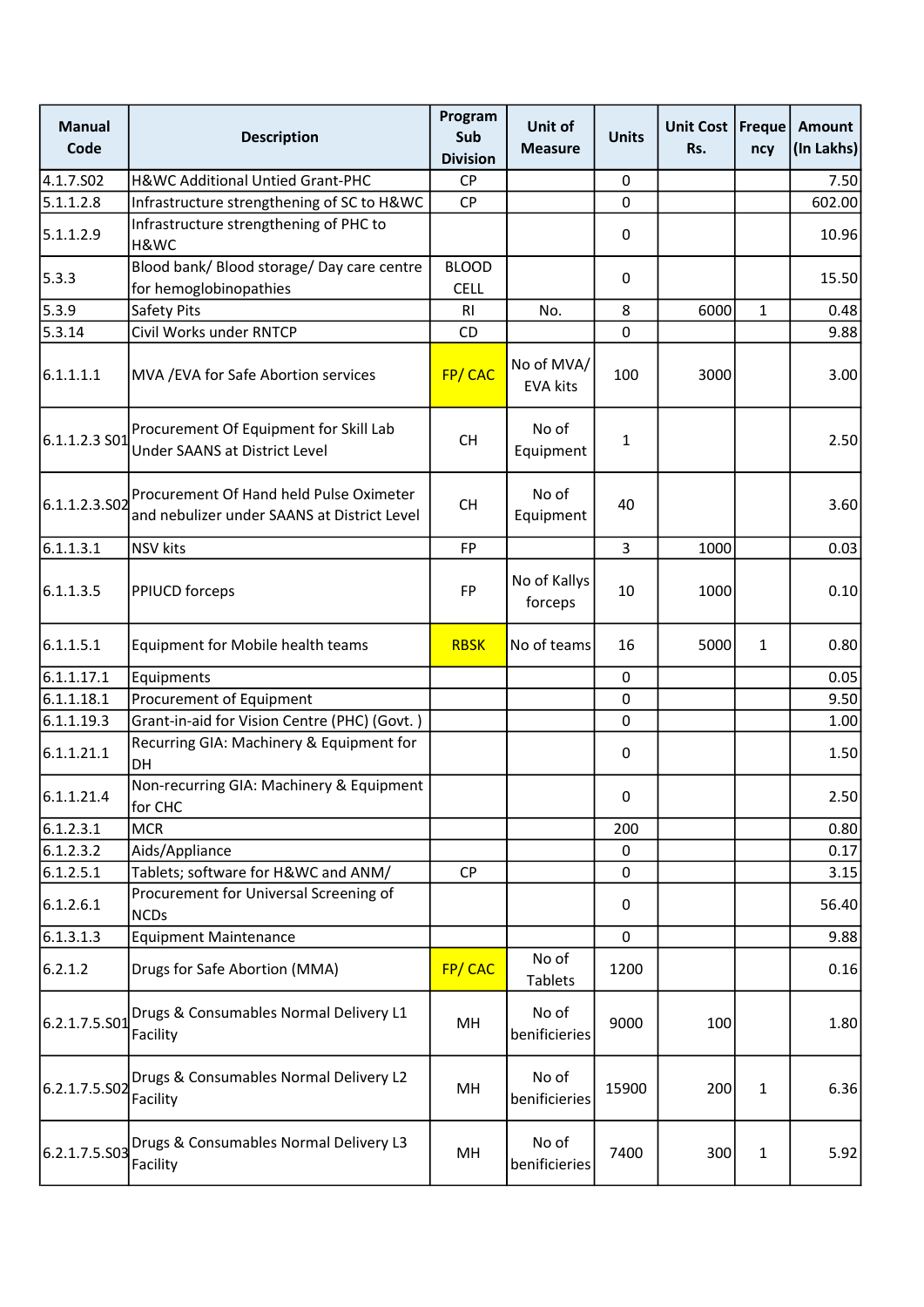| Manual Code | Description | Program Sub Division | Unit of Measure | Units | Unit Cost Rs. | Frequency | Amount (In Lakhs) |
|---|---|---|---|---|---|---|---|
| 4.1.7.S02 | H&WC Additional Untied Grant-PHC | CP | | 0 | | | 7.50 |
| 5.1.1.2.8 | Infrastructure strengthening of SC to H&WC | CP | | 0 | | | 602.00 |
| 5.1.1.2.9 | Infrastructure strengthening of PHC to H&WC | | | 0 | | | 10.96 |
| 5.3.3 | Blood bank/ Blood storage/ Day care centre for hemoglobinopathies | BLOOD CELL | | 0 | | | 15.50 |
| 5.3.9 | Safety Pits | RI | No. | 8 | 6000 | 1 | 0.48 |
| 5.3.14 | Civil Works under RNTCP | CD | | 0 | | | 9.88 |
| 6.1.1.1.1 | MVA /EVA for Safe Abortion services | FP/ CAC | No of MVA/ EVA kits | 100 | 3000 | | 3.00 |
| 6.1.1.2.3 S01 | Procurement Of Equipment for Skill Lab Under SAANS at District Level | CH | No of Equipment | 1 | | | 2.50 |
| 6.1.1.2.3.S02 | Procurement Of Hand held Pulse Oximeter and nebulizer under SAANS at District Level | CH | No of Equipment | 40 | | | 3.60 |
| 6.1.1.3.1 | NSV kits | FP | | 3 | 1000 | | 0.03 |
| 6.1.1.3.5 | PPIUCD forceps | FP | No of Kallys forceps | 10 | 1000 | | 0.10 |
| 6.1.1.5.1 | Equipment for Mobile health teams | RBSK | No of teams | 16 | 5000 | 1 | 0.80 |
| 6.1.1.17.1 | Equipments | | | 0 | | | 0.05 |
| 6.1.1.18.1 | Procurement of Equipment | | | 0 | | | 9.50 |
| 6.1.1.19.3 | Grant-in-aid for Vision Centre (PHC) (Govt. ) | | | 0 | | | 1.00 |
| 6.1.1.21.1 | Recurring GIA: Machinery & Equipment for DH | | | 0 | | | 1.50 |
| 6.1.1.21.4 | Non-recurring GIA: Machinery & Equipment for CHC | | | 0 | | | 2.50 |
| 6.1.2.3.1 | MCR | | | 200 | | | 0.80 |
| 6.1.2.3.2 | Aids/Appliance | | | 0 | | | 0.17 |
| 6.1.2.5.1 | Tablets; software for H&WC and ANM/ | CP | | 0 | | | 3.15 |
| 6.1.2.6.1 | Procurement for Universal Screening of NCDs | | | 0 | | | 56.40 |
| 6.1.3.1.3 | Equipment Maintenance | | | 0 | | | 9.88 |
| 6.2.1.2 | Drugs for Safe Abortion (MMA) | FP/ CAC | No of Tablets | 1200 | | | 0.16 |
| 6.2.1.7.5.S01 | Drugs & Consumables Normal Delivery L1 Facility | MH | No of benificieries | 9000 | 100 | | 1.80 |
| 6.2.1.7.5.S02 | Drugs & Consumables Normal Delivery L2 Facility | MH | No of benificieries | 15900 | 200 | 1 | 6.36 |
| 6.2.1.7.5.S03 | Drugs & Consumables Normal Delivery L3 Facility | MH | No of benificieries | 7400 | 300 | 1 | 5.92 |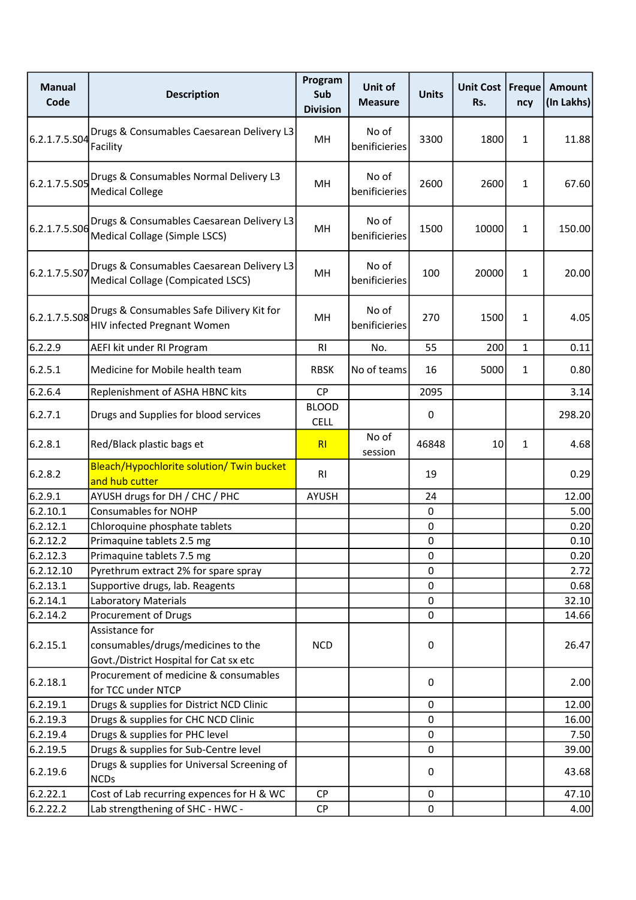| Manual Code | Description | Program Sub Division | Unit of Measure | Units | Unit Cost Rs. | Frequency | Amount (In Lakhs) |
|---|---|---|---|---|---|---|---|
| 6.2.1.7.5.S04 | Drugs & Consumables Caesarean Delivery L3 Facility | MH | No of benificieries | 3300 | 1800 | 1 | 11.88 |
| 6.2.1.7.5.S05 | Drugs & Consumables Normal Delivery L3 Medical College | MH | No of benificieries | 2600 | 2600 | 1 | 67.60 |
| 6.2.1.7.5.S06 | Drugs & Consumables Caesarean Delivery L3 Medical Collage (Simple LSCS) | MH | No of benificieries | 1500 | 10000 | 1 | 150.00 |
| 6.2.1.7.5.S07 | Drugs & Consumables Caesarean Delivery L3 Medical Collage (Compicated LSCS) | MH | No of benificieries | 100 | 20000 | 1 | 20.00 |
| 6.2.1.7.5.S08 | Drugs & Consumables Safe Dilivery Kit for HIV infected Pregnant Women | MH | No of benificieries | 270 | 1500 | 1 | 4.05 |
| 6.2.2.9 | AEFI kit under RI Program | RI | No. | 55 | 200 | 1 | 0.11 |
| 6.2.5.1 | Medicine for Mobile health team | RBSK | No of teams | 16 | 5000 | 1 | 0.80 |
| 6.2.6.4 | Replenishment of ASHA HBNC kits | CP | | 2095 | | | 3.14 |
| 6.2.7.1 | Drugs and Supplies for blood services | BLOOD CELL | | 0 | | | 298.20 |
| 6.2.8.1 | Red/Black plastic bags et | RI | No of session | 46848 | 10 | 1 | 4.68 |
| 6.2.8.2 | Bleach/Hypochlorite solution/ Twin bucket and hub cutter | RI | | 19 | | | 0.29 |
| 6.2.9.1 | AYUSH drugs for DH / CHC / PHC | AYUSH | | 24 | | | 12.00 |
| 6.2.10.1 | Consumables for NOHP | | | 0 | | | 5.00 |
| 6.2.12.1 | Chloroquine phosphate tablets | | | 0 | | | 0.20 |
| 6.2.12.2 | Primaquine tablets 2.5 mg | | | 0 | | | 0.10 |
| 6.2.12.3 | Primaquine tablets 7.5 mg | | | 0 | | | 0.20 |
| 6.2.12.10 | Pyrethrum extract 2% for spare spray | | | 0 | | | 2.72 |
| 6.2.13.1 | Supportive drugs, lab. Reagents | | | 0 | | | 0.68 |
| 6.2.14.1 | Laboratory Materials | | | 0 | | | 32.10 |
| 6.2.14.2 | Procurement of Drugs | | | 0 | | | 14.66 |
| 6.2.15.1 | Assistance for consumables/drugs/medicines to the Govt./District Hospital for Cat sx etc | NCD | | 0 | | | 26.47 |
| 6.2.18.1 | Procurement of medicine & consumables for TCC under NTCP | | | 0 | | | 2.00 |
| 6.2.19.1 | Drugs & supplies for District NCD Clinic | | | 0 | | | 12.00 |
| 6.2.19.3 | Drugs & supplies for CHC NCD Clinic | | | 0 | | | 16.00 |
| 6.2.19.4 | Drugs & supplies for PHC level | | | 0 | | | 7.50 |
| 6.2.19.5 | Drugs & supplies for Sub-Centre level | | | 0 | | | 39.00 |
| 6.2.19.6 | Drugs & supplies for Universal Screening of NCDs | | | 0 | | | 43.68 |
| 6.2.22.1 | Cost of Lab recurring expences for H & WC | CP | | 0 | | | 47.10 |
| 6.2.22.2 | Lab strengthening of SHC - HWC - | CP | | 0 | | | 4.00 |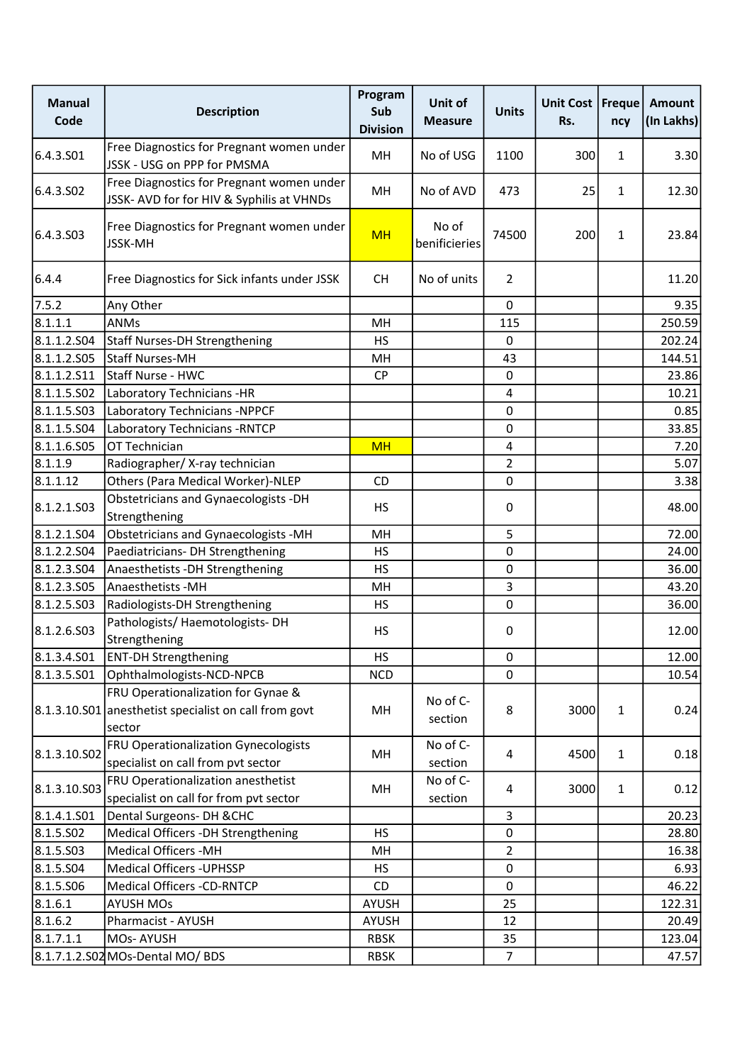| Manual Code | Description | Program Sub Division | Unit of Measure | Units | Unit Cost Rs. | Frequency | Amount (In Lakhs) |
|---|---|---|---|---|---|---|---|
| 6.4.3.S01 | Free Diagnostics for Pregnant women under JSSK - USG on PPP for PMSMA | MH | No of USG | 1100 | 300 | 1 | 3.30 |
| 6.4.3.S02 | Free Diagnostics for Pregnant women under JSSK- AVD for for HIV & Syphilis at VHNDs | MH | No of AVD | 473 | 25 | 1 | 12.30 |
| 6.4.3.S03 | Free Diagnostics for Pregnant women under JSSK-MH | MH | No of benificieries | 74500 | 200 | 1 | 23.84 |
| 6.4.4 | Free Diagnostics for Sick infants under JSSK | CH | No of units | 2 | | | 11.20 |
| 7.5.2 | Any Other | | | 0 | | | 9.35 |
| 8.1.1.1 | ANMs | MH | | 115 | | | 250.59 |
| 8.1.1.2.S04 | Staff Nurses-DH Strengthening | HS | | 0 | | | 202.24 |
| 8.1.1.2.S05 | Staff Nurses-MH | MH | | 43 | | | 144.51 |
| 8.1.1.2.S11 | Staff Nurse - HWC | CP | | 0 | | | 23.86 |
| 8.1.1.5.S02 | Laboratory Technicians -HR | | | 4 | | | 10.21 |
| 8.1.1.5.S03 | Laboratory Technicians -NPPCF | | | 0 | | | 0.85 |
| 8.1.1.5.S04 | Laboratory Technicians -RNTCP | | | 0 | | | 33.85 |
| 8.1.1.6.S05 | OT Technician | MH | | 4 | | | 7.20 |
| 8.1.1.9 | Radiographer/ X-ray technician | | | 2 | | | 5.07 |
| 8.1.1.12 | Others (Para Medical Worker)-NLEP | CD | | 0 | | | 3.38 |
| 8.1.2.1.S03 | Obstetricians and Gynaecologists -DH Strengthening | HS | | 0 | | | 48.00 |
| 8.1.2.1.S04 | Obstetricians and Gynaecologists -MH | MH | | 5 | | | 72.00 |
| 8.1.2.2.S04 | Paediatricians- DH Strengthening | HS | | 0 | | | 24.00 |
| 8.1.2.3.S04 | Anaesthetists -DH Strengthening | HS | | 0 | | | 36.00 |
| 8.1.2.3.S05 | Anaesthetists -MH | MH | | 3 | | | 43.20 |
| 8.1.2.5.S03 | Radiologists-DH Strengthening | HS | | 0 | | | 36.00 |
| 8.1.2.6.S03 | Pathologists/ Haemotologists- DH Strengthening | HS | | 0 | | | 12.00 |
| 8.1.3.4.S01 | ENT-DH Strengthening | HS | | 0 | | | 12.00 |
| 8.1.3.5.S01 | Ophthalmologists-NCD-NPCB | NCD | | 0 | | | 10.54 |
| 8.1.3.10.S01 | FRU Operationalization for Gynae & anesthetist specialist on call from govt sector | MH | No of C-section | 8 | 3000 | 1 | 0.24 |
| 8.1.3.10.S02 | FRU Operationalization Gynecologists specialist on call from pvt sector | MH | No of C-section | 4 | 4500 | 1 | 0.18 |
| 8.1.3.10.S03 | FRU Operationalization anesthetist specialist on call for from pvt sector | MH | No of C-section | 4 | 3000 | 1 | 0.12 |
| 8.1.4.1.S01 | Dental Surgeons- DH &CHC | | | 3 | | | 20.23 |
| 8.1.5.S02 | Medical Officers -DH Strengthening | HS | | 0 | | | 28.80 |
| 8.1.5.S03 | Medical Officers -MH | MH | | 2 | | | 16.38 |
| 8.1.5.S04 | Medical Officers -UPHSSP | HS | | 0 | | | 6.93 |
| 8.1.5.S06 | Medical Officers -CD-RNTCP | CD | | 0 | | | 46.22 |
| 8.1.6.1 | AYUSH MOs | AYUSH | | 25 | | | 122.31 |
| 8.1.6.2 | Pharmacist - AYUSH | AYUSH | | 12 | | | 20.49 |
| 8.1.7.1.1 | MOs- AYUSH | RBSK | | 35 | | | 123.04 |
| 8.1.7.1.2.S02 | MOs-Dental MO/ BDS | RBSK | | 7 | | | 47.57 |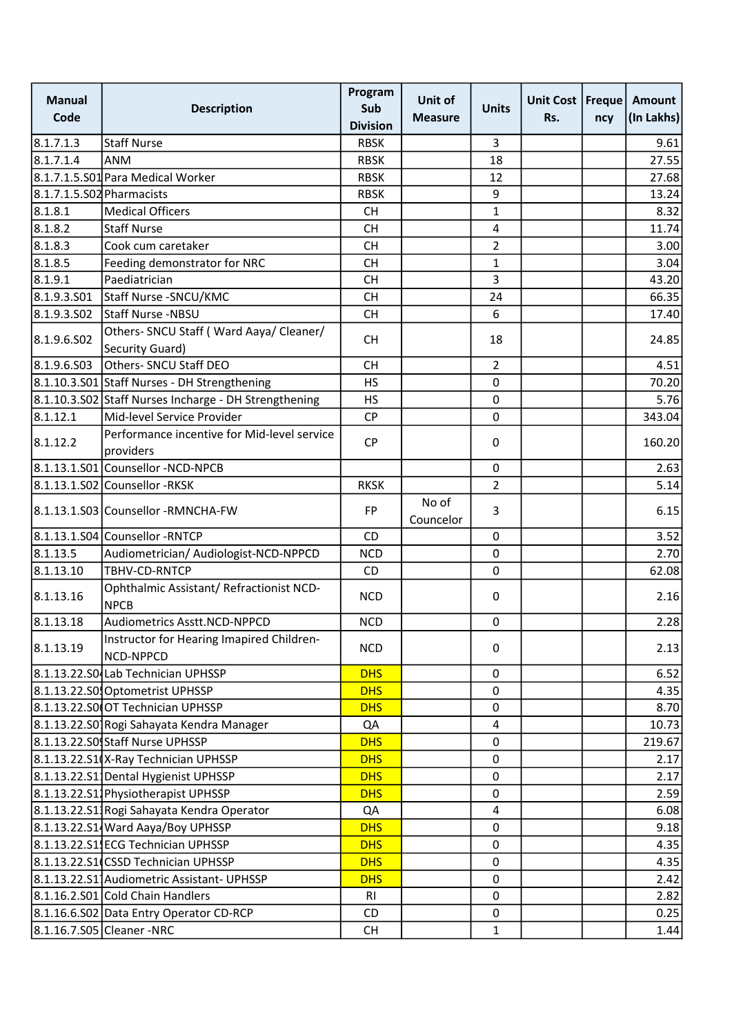| Manual Code | Description | Program Sub Division | Unit of Measure | Units | Unit Cost Rs. | Frequency | Amount (In Lakhs) |
|---|---|---|---|---|---|---|---|
| 8.1.7.1.3 | Staff Nurse | RBSK | | 3 | | | 9.61 |
| 8.1.7.1.4 | ANM | RBSK | | 18 | | | 27.55 |
| 8.1.7.1.5.S01 | Para Medical Worker | RBSK | | 12 | | | 27.68 |
| 8.1.7.1.5.S02 | Pharmacists | RBSK | | 9 | | | 13.24 |
| 8.1.8.1 | Medical Officers | CH | | 1 | | | 8.32 |
| 8.1.8.2 | Staff Nurse | CH | | 4 | | | 11.74 |
| 8.1.8.3 | Cook cum caretaker | CH | | 2 | | | 3.00 |
| 8.1.8.5 | Feeding demonstrator for NRC | CH | | 1 | | | 3.04 |
| 8.1.9.1 | Paediatrician | CH | | 3 | | | 43.20 |
| 8.1.9.3.S01 | Staff Nurse -SNCU/KMC | CH | | 24 | | | 66.35 |
| 8.1.9.3.S02 | Staff Nurse -NBSU | CH | | 6 | | | 17.40 |
| 8.1.9.6.S02 | Others- SNCU Staff ( Ward Aaya/ Cleaner/ Security Guard) | CH | | 18 | | | 24.85 |
| 8.1.9.6.S03 | Others- SNCU Staff DEO | CH | | 2 | | | 4.51 |
| 8.1.10.3.S01 | Staff Nurses - DH Strengthening | HS | | 0 | | | 70.20 |
| 8.1.10.3.S02 | Staff Nurses Incharge - DH Strengthening | HS | | 0 | | | 5.76 |
| 8.1.12.1 | Mid-level Service Provider | CP | | 0 | | | 343.04 |
| 8.1.12.2 | Performance incentive for Mid-level service providers | CP | | 0 | | | 160.20 |
| 8.1.13.1.S01 | Counsellor -NCD-NPCB | | | 0 | | | 2.63 |
| 8.1.13.1.S02 | Counsellor -RKSK | RKSK | | 2 | | | 5.14 |
| 8.1.13.1.S03 | Counsellor -RMNCHA-FW | FP | No of Councelor | 3 | | | 6.15 |
| 8.1.13.1.S04 | Counsellor -RNTCP | CD | | 0 | | | 3.52 |
| 8.1.13.5 | Audiometrician/ Audiologist-NCD-NPPCD | NCD | | 0 | | | 2.70 |
| 8.1.13.10 | TBHV-CD-RNTCP | CD | | 0 | | | 62.08 |
| 8.1.13.16 | Ophthalmic Assistant/ Refractionist NCD-NPCB | NCD | | 0 | | | 2.16 |
| 8.1.13.18 | Audiometrics Asstt.NCD-NPPCD | NCD | | 0 | | | 2.28 |
| 8.1.13.19 | Instructor for Hearing Imapired Children-NCD-NPPCD | NCD | | 0 | | | 2.13 |
| 8.1.13.22.S04 | Lab Technician UPHSSP | DHS | | 0 | | | 6.52 |
| 8.1.13.22.S05 | Optometrist UPHSSP | DHS | | 0 | | | 4.35 |
| 8.1.13.22.S06 | OT Technician UPHSSP | DHS | | 0 | | | 8.70 |
| 8.1.13.22.S07 | Rogi Sahayata Kendra Manager | QA | | 4 | | | 10.73 |
| 8.1.13.22.S09 | Staff Nurse UPHSSP | DHS | | 0 | | | 219.67 |
| 8.1.13.22.S10 | X-Ray Technician UPHSSP | DHS | | 0 | | | 2.17 |
| 8.1.13.22.S11 | Dental Hygienist UPHSSP | DHS | | 0 | | | 2.17 |
| 8.1.13.22.S12 | Physiotherapist UPHSSP | DHS | | 0 | | | 2.59 |
| 8.1.13.22.S13 | Rogi Sahayata Kendra Operator | QA | | 4 | | | 6.08 |
| 8.1.13.22.S14 | Ward Aaya/Boy UPHSSP | DHS | | 0 | | | 9.18 |
| 8.1.13.22.S15 | ECG Technician UPHSSP | DHS | | 0 | | | 4.35 |
| 8.1.13.22.S16 | CSSD Technician UPHSSP | DHS | | 0 | | | 4.35 |
| 8.1.13.22.S17 | Audiometric Assistant- UPHSSP | DHS | | 0 | | | 2.42 |
| 8.1.16.2.S01 | Cold Chain Handlers | RI | | 0 | | | 2.82 |
| 8.1.16.6.S02 | Data Entry Operator CD-RCP | CD | | 0 | | | 0.25 |
| 8.1.16.7.S05 | Cleaner -NRC | CH | | 1 | | | 1.44 |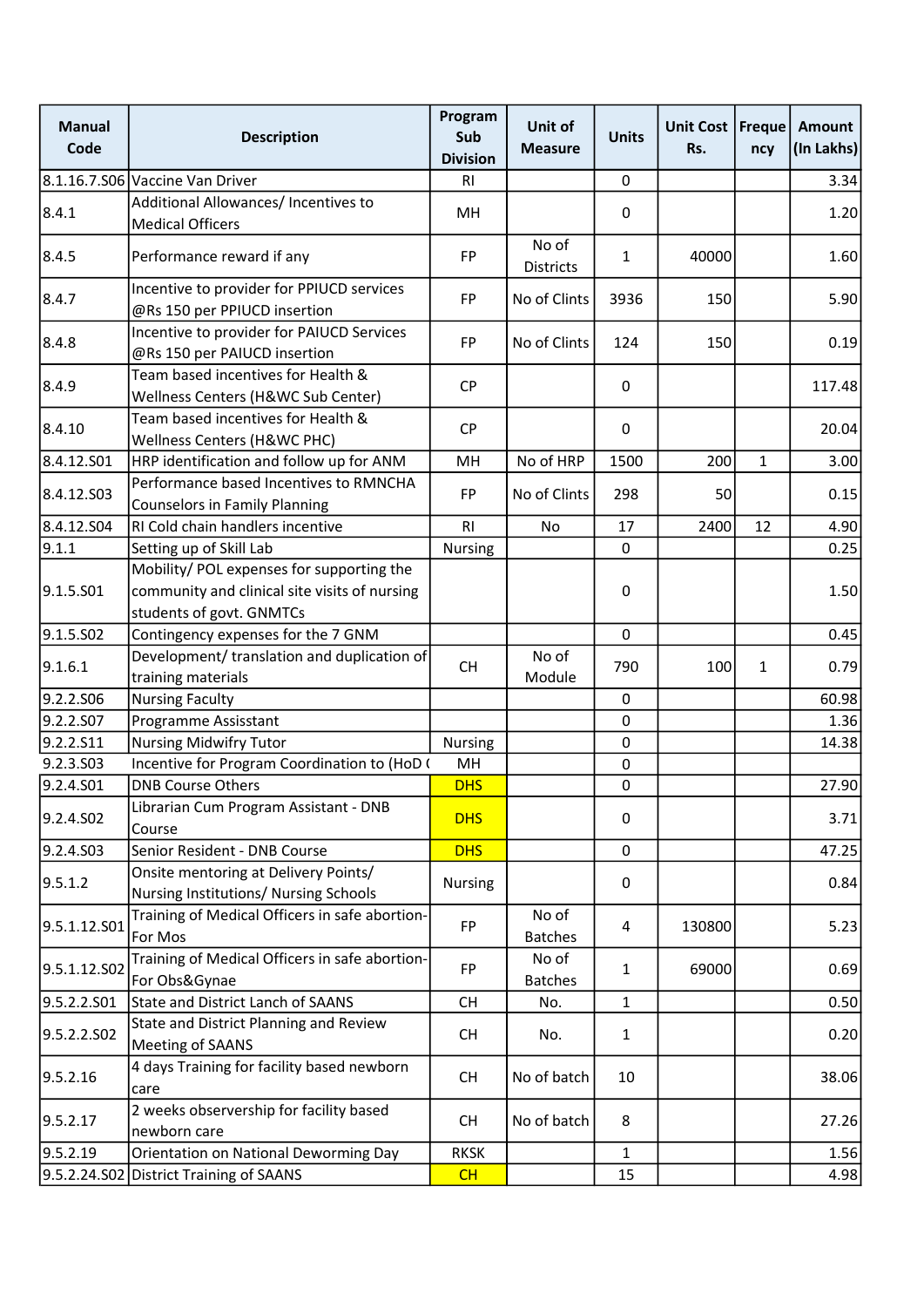| Manual Code | Description | Program Sub Division | Unit of Measure | Units | Unit Cost Rs. | Frequency | Amount (In Lakhs) |
|---|---|---|---|---|---|---|---|
| 8.1.16.7.S06 | Vaccine Van Driver | RI | | 0 | | | 3.34 |
| 8.4.1 | Additional Allowances/ Incentives to Medical Officers | MH | | 0 | | | 1.20 |
| 8.4.5 | Performance reward if any | FP | No of Districts | 1 | 40000 | | 1.60 |
| 8.4.7 | Incentive to provider for PPIUCD services @Rs 150 per PPIUCD insertion | FP | No of Clints | 3936 | 150 | | 5.90 |
| 8.4.8 | Incentive to provider for PAIUCD Services @Rs 150 per PAIUCD insertion | FP | No of Clints | 124 | 150 | | 0.19 |
| 8.4.9 | Team based incentives for Health & Wellness Centers (H&WC Sub Center) | CP | | 0 | | | 117.48 |
| 8.4.10 | Team based incentives for Health & Wellness Centers (H&WC PHC) | CP | | 0 | | | 20.04 |
| 8.4.12.S01 | HRP identification and follow up for ANM | MH | No of HRP | 1500 | 200 | 1 | 3.00 |
| 8.4.12.S03 | Performance based Incentives to RMNCHA Counselors in Family Planning | FP | No of Clints | 298 | 50 | | 0.15 |
| 8.4.12.S04 | RI Cold chain handlers incentive | RI | No | 17 | 2400 | 12 | 4.90 |
| 9.1.1 | Setting up of Skill Lab | Nursing | | 0 | | | 0.25 |
| 9.1.5.S01 | Mobility/ POL expenses for supporting the community and clinical site visits of nursing students of govt. GNMTCs | | | 0 | | | 1.50 |
| 9.1.5.S02 | Contingency expenses for the 7 GNM | | | 0 | | | 0.45 |
| 9.1.6.1 | Development/ translation and duplication of training materials | CH | No of Module | 790 | 100 | 1 | 0.79 |
| 9.2.2.S06 | Nursing Faculty | | | 0 | | | 60.98 |
| 9.2.2.S07 | Programme Assisstant | | | 0 | | | 1.36 |
| 9.2.2.S11 | Nursing Midwifry Tutor | Nursing | | 0 | | | 14.38 |
| 9.2.3.S03 | Incentive for Program Coordination to (HoD ( | MH | | 0 | | | |
| 9.2.4.S01 | DNB Course Others | DHS | | 0 | | | 27.90 |
| 9.2.4.S02 | Librarian Cum Program Assistant - DNB Course | DHS | | 0 | | | 3.71 |
| 9.2.4.S03 | Senior Resident - DNB Course | DHS | | 0 | | | 47.25 |
| 9.5.1.2 | Onsite mentoring at Delivery Points/ Nursing Institutions/ Nursing Schools | Nursing | | 0 | | | 0.84 |
| 9.5.1.12.S01 | Training of Medical Officers in safe abortion-For Mos | FP | No of Batches | 4 | 130800 | | 5.23 |
| 9.5.1.12.S02 | Training of Medical Officers in safe abortion-For Obs&Gynae | FP | No of Batches | 1 | 69000 | | 0.69 |
| 9.5.2.2.S01 | State and District Lanch of SAANS | CH | No. | 1 | | | 0.50 |
| 9.5.2.2.S02 | State and District Planning and Review Meeting of SAANS | CH | No. | 1 | | | 0.20 |
| 9.5.2.16 | 4 days Training for facility based newborn care | CH | No of batch | 10 | | | 38.06 |
| 9.5.2.17 | 2 weeks observership for facility based newborn care | CH | No of batch | 8 | | | 27.26 |
| 9.5.2.19 | Orientation on National Deworming Day | RKSK | | 1 | | | 1.56 |
| 9.5.2.24.S02 | District Training of SAANS | CH | | 15 | | | 4.98 |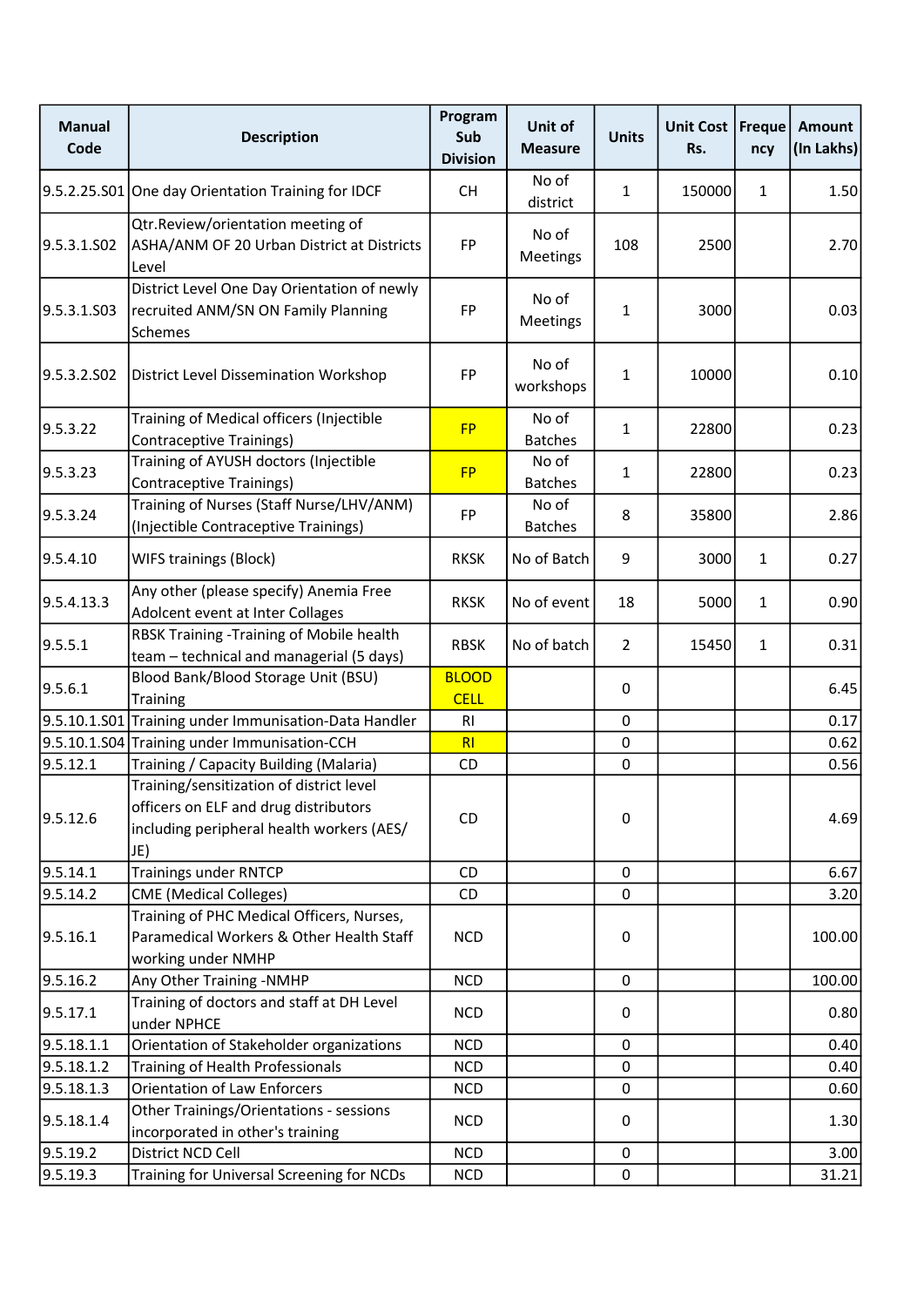| Manual Code | Description | Program Sub Division | Unit of Measure | Units | Unit Cost Rs. | Frequency | Amount (In Lakhs) |
|---|---|---|---|---|---|---|---|
| 9.5.2.25.S01 | One day Orientation Training for IDCF | CH | No of district | 1 | 150000 | 1 | 1.50 |
| 9.5.3.1.S02 | Qtr.Review/orientation meeting of ASHA/ANM OF 20 Urban District at Districts Level | FP | No of Meetings | 108 | 2500 | | 2.70 |
| 9.5.3.1.S03 | District Level One Day Orientation of newly recruited ANM/SN ON Family Planning Schemes | FP | No of Meetings | 1 | 3000 | | 0.03 |
| 9.5.3.2.S02 | District Level Dissemination Workshop | FP | No of workshops | 1 | 10000 | | 0.10 |
| 9.5.3.22 | Training of Medical officers (Injectible Contraceptive Trainings) | FP | No of Batches | 1 | 22800 | | 0.23 |
| 9.5.3.23 | Training of AYUSH doctors (Injectible Contraceptive Trainings) | FP | No of Batches | 1 | 22800 | | 0.23 |
| 9.5.3.24 | Training of Nurses (Staff Nurse/LHV/ANM) (Injectible Contraceptive Trainings) | FP | No of Batches | 8 | 35800 | | 2.86 |
| 9.5.4.10 | WIFS trainings (Block) | RKSK | No of Batch | 9 | 3000 | 1 | 0.27 |
| 9.5.4.13.3 | Any other (please specify) Anemia Free Adolcent event at Inter Collages | RKSK | No of event | 18 | 5000 | 1 | 0.90 |
| 9.5.5.1 | RBSK Training -Training of Mobile health team – technical and managerial (5 days) | RBSK | No of batch | 2 | 15450 | 1 | 0.31 |
| 9.5.6.1 | Blood Bank/Blood Storage Unit (BSU) Training | BLOOD CELL | | 0 | | | 6.45 |
| 9.5.10.1.S01 | Training under Immunisation-Data Handler | RI | | 0 | | | 0.17 |
| 9.5.10.1.S04 | Training under Immunisation-CCH | RI | | 0 | | | 0.62 |
| 9.5.12.1 | Training / Capacity Building (Malaria) | CD | | 0 | | | 0.56 |
| 9.5.12.6 | Training/sensitization of district level officers on ELF and drug distributors including peripheral health workers (AES/ JE) | CD | | 0 | | | 4.69 |
| 9.5.14.1 | Trainings under RNTCP | CD | | 0 | | | 6.67 |
| 9.5.14.2 | CME (Medical Colleges) | CD | | 0 | | | 3.20 |
| 9.5.16.1 | Training of PHC Medical Officers, Nurses, Paramedical Workers & Other Health Staff working under NMHP | NCD | | 0 | | | 100.00 |
| 9.5.16.2 | Any Other Training -NMHP | NCD | | 0 | | | 100.00 |
| 9.5.17.1 | Training of doctors and staff at DH Level under NPHCE | NCD | | 0 | | | 0.80 |
| 9.5.18.1.1 | Orientation of Stakeholder organizations | NCD | | 0 | | | 0.40 |
| 9.5.18.1.2 | Training of Health Professionals | NCD | | 0 | | | 0.40 |
| 9.5.18.1.3 | Orientation of Law Enforcers | NCD | | 0 | | | 0.60 |
| 9.5.18.1.4 | Other Trainings/Orientations - sessions incorporated in other's training | NCD | | 0 | | | 1.30 |
| 9.5.19.2 | District NCD Cell | NCD | | 0 | | | 3.00 |
| 9.5.19.3 | Training for Universal Screening for NCDs | NCD | | 0 | | | 31.21 |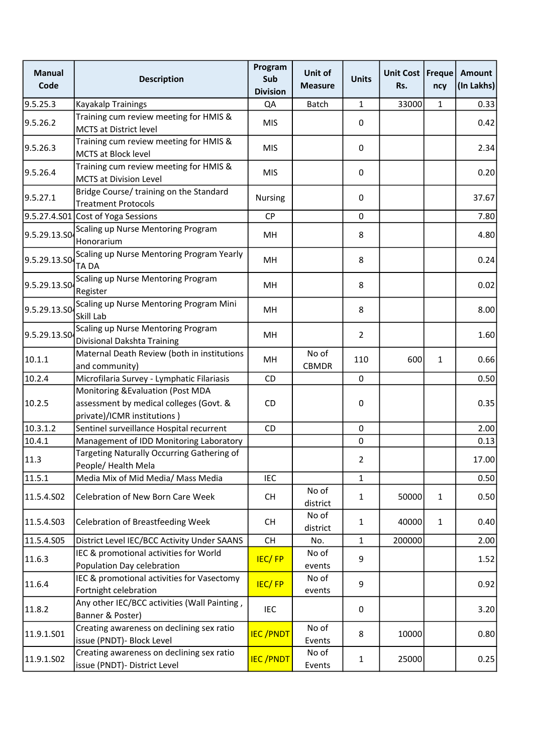| Manual Code | Description | Program Sub Division | Unit of Measure | Units | Unit Cost Rs. | Frequency | Amount (In Lakhs) |
|---|---|---|---|---|---|---|---|
| 9.5.25.3 | Kayakalp Trainings | QA | Batch | 1 | 33000 | 1 | 0.33 |
| 9.5.26.2 | Training cum review meeting for HMIS & MCTS at District level | MIS | | 0 | | | 0.42 |
| 9.5.26.3 | Training cum review meeting for HMIS & MCTS at Block level | MIS | | 0 | | | 2.34 |
| 9.5.26.4 | Training cum review meeting for HMIS & MCTS at Division Level | MIS | | 0 | | | 0.20 |
| 9.5.27.1 | Bridge Course/ training on the Standard Treatment Protocols | Nursing | | 0 | | | 37.67 |
| 9.5.27.4.S01 | Cost of Yoga Sessions | CP | | 0 | | | 7.80 |
| 9.5.29.13.S04 | Scaling up Nurse Mentoring Program Honorarium | MH | | 8 | | | 4.80 |
| 9.5.29.13.S04 | Scaling up Nurse Mentoring Program Yearly TA DA | MH | | 8 | | | 0.24 |
| 9.5.29.13.S04 | Scaling up Nurse Mentoring Program Register | MH | | 8 | | | 0.02 |
| 9.5.29.13.S04 | Scaling up Nurse Mentoring Program Mini Skill Lab | MH | | 8 | | | 8.00 |
| 9.5.29.13.S04 | Scaling up Nurse Mentoring Program Divisional Dakshta Training | MH | | 2 | | | 1.60 |
| 10.1.1 | Maternal Death Review (both in institutions and community) | MH | No of CBMDR | 110 | 600 | 1 | 0.66 |
| 10.2.4 | Microfilaria Survey - Lymphatic Filariasis | CD | | 0 | | | 0.50 |
| 10.2.5 | Monitoring &Evaluation (Post MDA assessment by medical colleges (Govt. & private)/ICMR institutions ) | CD | | 0 | | | 0.35 |
| 10.3.1.2 | Sentinel surveillance Hospital recurrent | CD | | 0 | | | 2.00 |
| 10.4.1 | Management of IDD Monitoring Laboratory | | | 0 | | | 0.13 |
| 11.3 | Targeting Naturally Occurring Gathering of People/ Health Mela | | | 2 | | | 17.00 |
| 11.5.1 | Media Mix of Mid Media/ Mass Media | IEC | | 1 | | | 0.50 |
| 11.5.4.S02 | Celebration of New Born Care Week | CH | No of district | 1 | 50000 | 1 | 0.50 |
| 11.5.4.S03 | Celebration of Breastfeeding Week | CH | No of district | 1 | 40000 | 1 | 0.40 |
| 11.5.4.S05 | District Level IEC/BCC Activity Under SAANS | CH | No. | 1 | 200000 | | 2.00 |
| 11.6.3 | IEC & promotional activities for World Population Day celebration | IEC/ FP | No of events | 9 | | | 1.52 |
| 11.6.4 | IEC & promotional activities for Vasectomy Fortnight celebration | IEC/ FP | No of events | 9 | | | 0.92 |
| 11.8.2 | Any other IEC/BCC activities (Wall Painting , Banner & Poster) | IEC | | 0 | | | 3.20 |
| 11.9.1.S01 | Creating awareness on declining sex ratio issue (PNDT)- Block Level | IEC /PNDT | No of Events | 8 | 10000 | | 0.80 |
| 11.9.1.S02 | Creating awareness on declining sex ratio issue (PNDT)- District Level | IEC /PNDT | No of Events | 1 | 25000 | | 0.25 |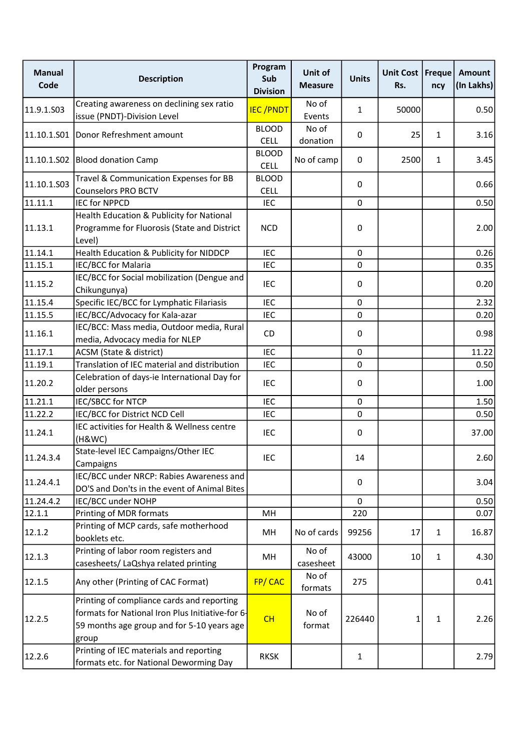| Manual Code | Description | Program Sub Division | Unit of Measure | Units | Unit Cost Rs. | Frequency | Amount (In Lakhs) |
|---|---|---|---|---|---|---|---|
| 11.9.1.S03 | Creating awareness on declining sex ratio issue (PNDT)-Division Level | IEC /PNDT | No of Events | 1 | 50000 | | 0.50 |
| 11.10.1.S01 | Donor Refreshment amount | BLOOD CELL | No of donation | 0 | 25 | 1 | 3.16 |
| 11.10.1.S02 | Blood donation Camp | BLOOD CELL | No of camp | 0 | 2500 | 1 | 3.45 |
| 11.10.1.S03 | Travel & Communication Expenses for BB Counselors PRO BCTV | BLOOD CELL | | 0 | | | 0.66 |
| 11.11.1 | IEC for NPPCD | IEC | | 0 | | | 0.50 |
| 11.13.1 | Health Education & Publicity for National Programme for Fluorosis (State and District Level) | NCD | | 0 | | | 2.00 |
| 11.14.1 | Health Education & Publicity for NIDDCP | IEC | | 0 | | | 0.26 |
| 11.15.1 | IEC/BCC for Malaria | IEC | | 0 | | | 0.35 |
| 11.15.2 | IEC/BCC for Social mobilization (Dengue and Chikungunya) | IEC | | 0 | | | 0.20 |
| 11.15.4 | Specific IEC/BCC for Lymphatic Filariasis | IEC | | 0 | | | 2.32 |
| 11.15.5 | IEC/BCC/Advocacy for Kala-azar | IEC | | 0 | | | 0.20 |
| 11.16.1 | IEC/BCC: Mass media, Outdoor media, Rural media, Advocacy media for NLEP | CD | | 0 | | | 0.98 |
| 11.17.1 | ACSM (State & district) | IEC | | 0 | | | 11.22 |
| 11.19.1 | Translation of IEC material and distribution | IEC | | 0 | | | 0.50 |
| 11.20.2 | Celebration of days-ie International Day for older persons | IEC | | 0 | | | 1.00 |
| 11.21.1 | IEC/SBCC for NTCP | IEC | | 0 | | | 1.50 |
| 11.22.2 | IEC/BCC for District NCD Cell | IEC | | 0 | | | 0.50 |
| 11.24.1 | IEC activities for Health & Wellness centre (H&WC) | IEC | | 0 | | | 37.00 |
| 11.24.3.4 | State-level IEC Campaigns/Other IEC Campaigns | IEC | | 14 | | | 2.60 |
| 11.24.4.1 | IEC/BCC under NRCP: Rabies Awareness and DO'S and Don'ts in the event of Animal Bites | | | 0 | | | 3.04 |
| 11.24.4.2 | IEC/BCC under NOHP | | | 0 | | | 0.50 |
| 12.1.1 | Printing of MDR formats | MH | | 220 | | | 0.07 |
| 12.1.2 | Printing of MCP cards, safe motherhood booklets etc. | MH | No of cards | 99256 | 17 | 1 | 16.87 |
| 12.1.3 | Printing of labor room registers and casesheets/ LaQshya related printing | MH | No of casesheet | 43000 | 10 | 1 | 4.30 |
| 12.1.5 | Any other (Printing of CAC Format) | FP/ CAC | No of formats | 275 | | | 0.41 |
| 12.2.5 | Printing of compliance cards and reporting formats for National Iron Plus Initiative-for 6-59 months age group and for 5-10 years age group | CH | No of format | 226440 | 1 | 1 | 2.26 |
| 12.2.6 | Printing of IEC materials and reporting formats etc. for National Deworming Day | RKSK | | 1 | | | 2.79 |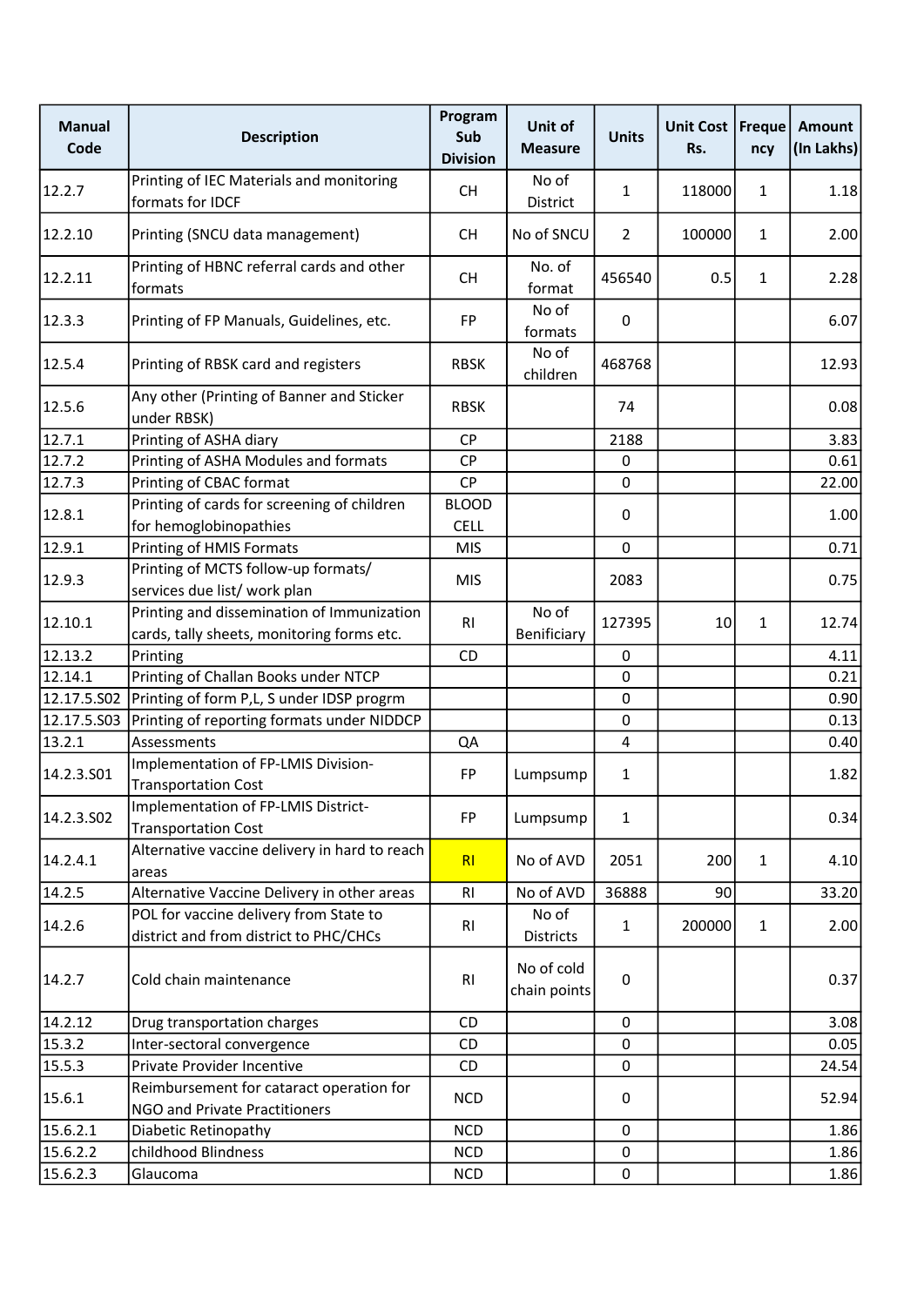| Manual Code | Description | Program Sub Division | Unit of Measure | Units | Unit Cost Rs. | Frequency | Amount (In Lakhs) |
|---|---|---|---|---|---|---|---|
| 12.2.7 | Printing of IEC Materials and monitoring formats for IDCF | CH | No of District | 1 | 118000 | 1 | 1.18 |
| 12.2.10 | Printing (SNCU data management) | CH | No of SNCU | 2 | 100000 | 1 | 2.00 |
| 12.2.11 | Printing of HBNC referral cards and other formats | CH | No. of format | 456540 | 0.5 | 1 | 2.28 |
| 12.3.3 | Printing of FP Manuals, Guidelines, etc. | FP | No of formats | 0 | | | 6.07 |
| 12.5.4 | Printing of RBSK card and registers | RBSK | No of children | 468768 | | | 12.93 |
| 12.5.6 | Any other (Printing of Banner and Sticker under RBSK) | RBSK | | 74 | | | 0.08 |
| 12.7.1 | Printing of ASHA diary | CP | | 2188 | | | 3.83 |
| 12.7.2 | Printing of ASHA Modules and formats | CP | | 0 | | | 0.61 |
| 12.7.3 | Printing of CBAC format | CP | | 0 | | | 22.00 |
| 12.8.1 | Printing of cards for screening of children for hemoglobinopathies | BLOOD CELL | | 0 | | | 1.00 |
| 12.9.1 | Printing of HMIS Formats | MIS | | 0 | | | 0.71 |
| 12.9.3 | Printing of MCTS follow-up formats/ services due list/ work plan | MIS | | 2083 | | | 0.75 |
| 12.10.1 | Printing and dissemination of Immunization cards, tally sheets, monitoring forms etc. | RI | No of Benificiary | 127395 | 10 | 1 | 12.74 |
| 12.13.2 | Printing | CD | | 0 | | | 4.11 |
| 12.14.1 | Printing of Challan Books under NTCP | | | 0 | | | 0.21 |
| 12.17.5.S02 | Printing of form P,L, S under IDSP progrm | | | 0 | | | 0.90 |
| 12.17.5.S03 | Printing of reporting formats under NIDDCP | | | 0 | | | 0.13 |
| 13.2.1 | Assessments | QA | | 4 | | | 0.40 |
| 14.2.3.S01 | Implementation of FP-LMIS Division-Transportation Cost | FP | Lumpsump | 1 | | | 1.82 |
| 14.2.3.S02 | Implementation of FP-LMIS District-Transportation Cost | FP | Lumpsump | 1 | | | 0.34 |
| 14.2.4.1 | Alternative vaccine delivery in hard to reach areas | RI | No of AVD | 2051 | 200 | 1 | 4.10 |
| 14.2.5 | Alternative Vaccine Delivery in other areas | RI | No of AVD | 36888 | 90 | | 33.20 |
| 14.2.6 | POL for vaccine delivery from State to district and from district to PHC/CHCs | RI | No of Districts | 1 | 200000 | 1 | 2.00 |
| 14.2.7 | Cold chain maintenance | RI | No of cold chain points | 0 | | | 0.37 |
| 14.2.12 | Drug transportation charges | CD | | 0 | | | 3.08 |
| 15.3.2 | Inter-sectoral convergence | CD | | 0 | | | 0.05 |
| 15.5.3 | Private Provider Incentive | CD | | 0 | | | 24.54 |
| 15.6.1 | Reimbursement for cataract operation for NGO and Private Practitioners | NCD | | 0 | | | 52.94 |
| 15.6.2.1 | Diabetic Retinopathy | NCD | | 0 | | | 1.86 |
| 15.6.2.2 | childhood Blindness | NCD | | 0 | | | 1.86 |
| 15.6.2.3 | Glaucoma | NCD | | 0 | | | 1.86 |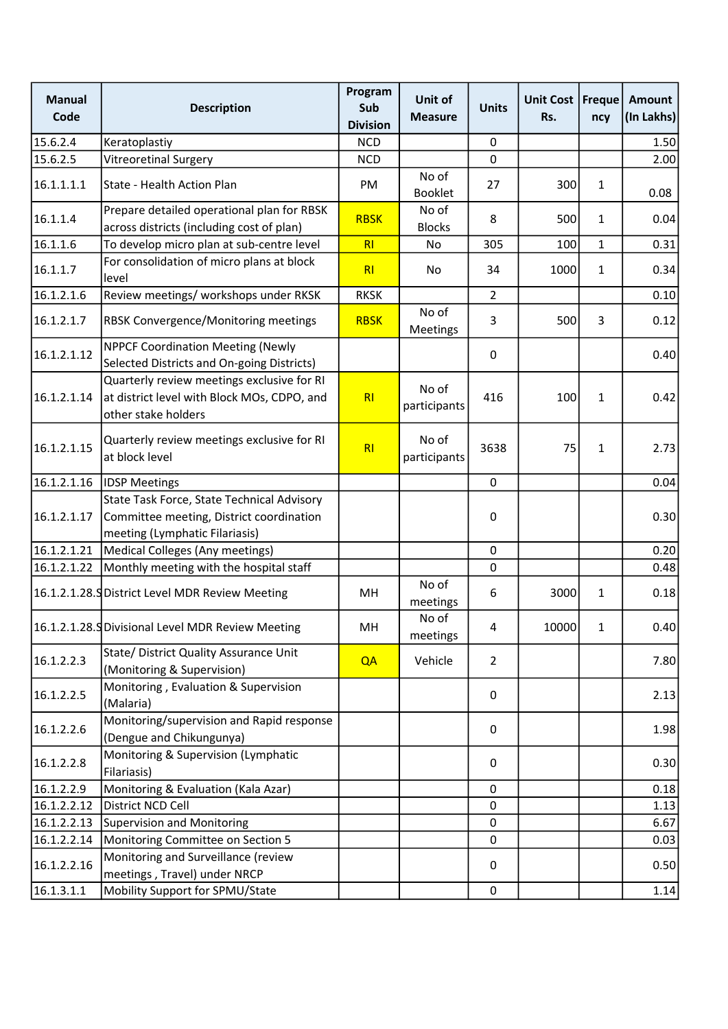| Manual Code | Description | Program Sub Division | Unit of Measure | Units | Unit Cost Rs. | Frequency | Amount (In Lakhs) |
|---|---|---|---|---|---|---|---|
| 15.6.2.4 | Keratoplastiy | NCD | | 0 | | | 1.50 |
| 15.6.2.5 | Vitreoretinal Surgery | NCD | | 0 | | | 2.00 |
| 16.1.1.1.1 | State - Health Action Plan | PM | No of Booklet | 27 | 300 | 1 | 0.08 |
| 16.1.1.4 | Prepare detailed operational plan for RBSK across districts (including cost of plan) | RBSK | No of Blocks | 8 | 500 | 1 | 0.04 |
| 16.1.1.6 | To develop micro plan at sub-centre level | RI | No | 305 | 100 | 1 | 0.31 |
| 16.1.1.7 | For consolidation of micro plans at block level | RI | No | 34 | 1000 | 1 | 0.34 |
| 16.1.2.1.6 | Review meetings/ workshops under RKSK | RKSK | | 2 | | | 0.10 |
| 16.1.2.1.7 | RBSK Convergence/Monitoring meetings | RBSK | No of Meetings | 3 | 500 | 3 | 0.12 |
| 16.1.2.1.12 | NPPCF Coordination Meeting (Newly Selected Districts and On-going Districts) | | | 0 | | | 0.40 |
| 16.1.2.1.14 | Quarterly review meetings exclusive for RI at district level with Block MOs, CDPO, and other stake holders | RI | No of participants | 416 | 100 | 1 | 0.42 |
| 16.1.2.1.15 | Quarterly review meetings exclusive for RI at block level | RI | No of participants | 3638 | 75 | 1 | 2.73 |
| 16.1.2.1.16 | IDSP Meetings | | | 0 | | | 0.04 |
| 16.1.2.1.17 | State Task Force, State Technical Advisory Committee meeting, District coordination meeting (Lymphatic Filariasis) | | | 0 | | | 0.30 |
| 16.1.2.1.21 | Medical Colleges (Any meetings) | | | 0 | | | 0.20 |
| 16.1.2.1.22 | Monthly meeting with the hospital staff | | | 0 | | | 0.48 |
| 16.1.2.1.28.S | District Level MDR Review Meeting | MH | No of meetings | 6 | 3000 | 1 | 0.18 |
| 16.1.2.1.28.S | Divisional Level MDR Review Meeting | MH | No of meetings | 4 | 10000 | 1 | 0.40 |
| 16.1.2.2.3 | State/ District Quality Assurance Unit (Monitoring & Supervision) | QA | Vehicle | 2 | | | 7.80 |
| 16.1.2.2.5 | Monitoring , Evaluation & Supervision (Malaria) | | | 0 | | | 2.13 |
| 16.1.2.2.6 | Monitoring/supervision and Rapid response (Dengue and Chikungunya) | | | 0 | | | 1.98 |
| 16.1.2.2.8 | Monitoring & Supervision (Lymphatic Filariasis) | | | 0 | | | 0.30 |
| 16.1.2.2.9 | Monitoring & Evaluation (Kala Azar) | | | 0 | | | 0.18 |
| 16.1.2.2.12 | District NCD Cell | | | 0 | | | 1.13 |
| 16.1.2.2.13 | Supervision and Monitoring | | | 0 | | | 6.67 |
| 16.1.2.2.14 | Monitoring Committee on Section 5 | | | 0 | | | 0.03 |
| 16.1.2.2.16 | Monitoring and Surveillance (review meetings , Travel) under NRCP | | | 0 | | | 0.50 |
| 16.1.3.1.1 | Mobility Support for SPMU/State | | | 0 | | | 1.14 |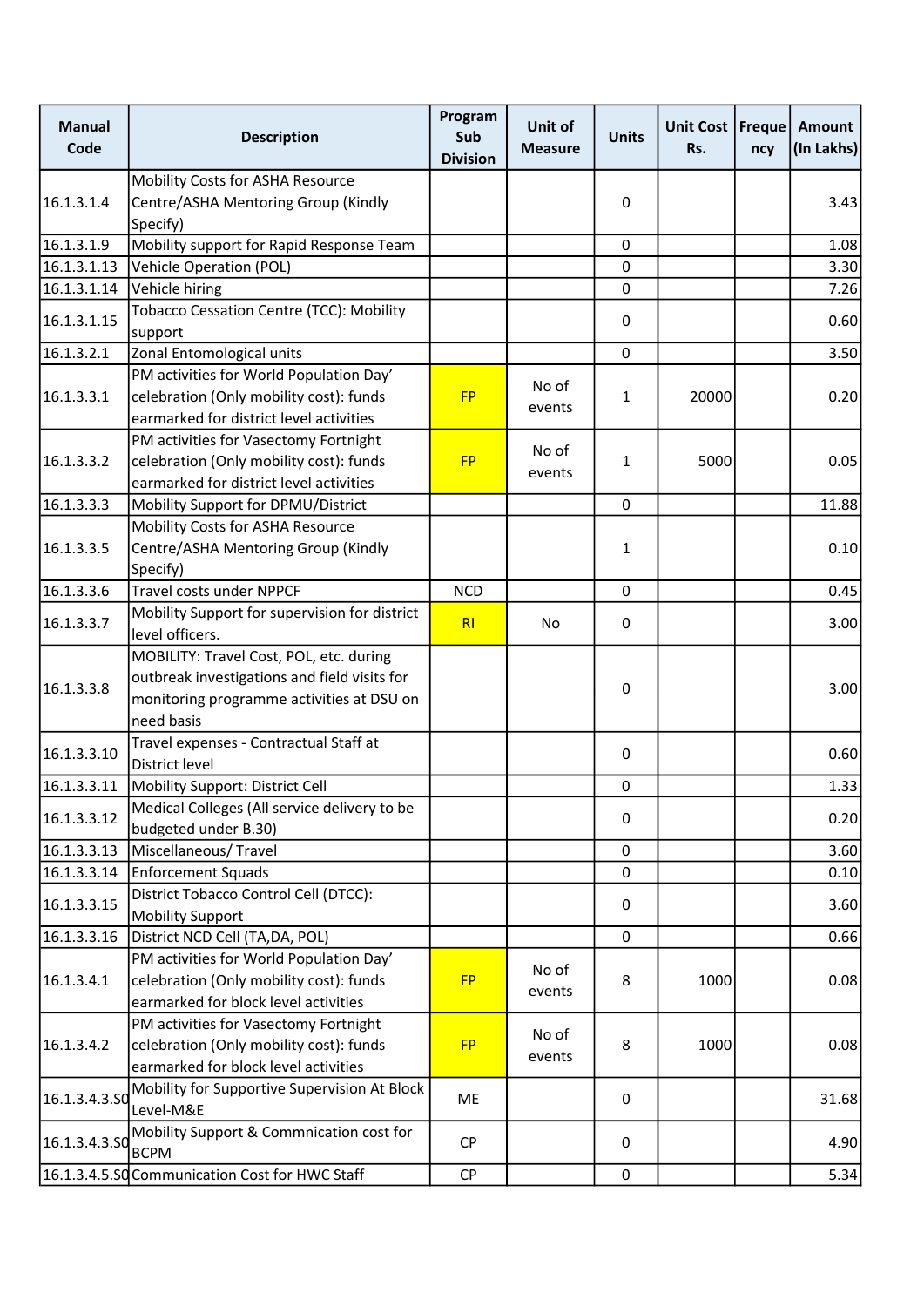| Manual Code | Description | Program Sub Division | Unit of Measure | Units | Unit Cost Rs. | Frequency | Amount (In Lakhs) |
|---|---|---|---|---|---|---|---|
| 16.1.3.1.4 | Mobility Costs for ASHA Resource Centre/ASHA Mentoring Group (Kindly Specify) | | | 0 | | | 3.43 |
| 16.1.3.1.9 | Mobility support for Rapid Response Team | | | 0 | | | 1.08 |
| 16.1.3.1.13 | Vehicle Operation (POL) | | | 0 | | | 3.30 |
| 16.1.3.1.14 | Vehicle hiring | | | 0 | | | 7.26 |
| 16.1.3.1.15 | Tobacco Cessation Centre (TCC): Mobility support | | | 0 | | | 0.60 |
| 16.1.3.2.1 | Zonal Entomological units | | | 0 | | | 3.50 |
| 16.1.3.3.1 | PM activities for World Population Day' celebration (Only mobility cost): funds earmarked for district level activities | FP | No of events | 1 | 20000 | | 0.20 |
| 16.1.3.3.2 | PM activities for Vasectomy Fortnight celebration (Only mobility cost): funds earmarked for district level activities | FP | No of events | 1 | 5000 | | 0.05 |
| 16.1.3.3.3 | Mobility Support for DPMU/District | | | 0 | | | 11.88 |
| 16.1.3.3.5 | Mobility Costs for ASHA Resource Centre/ASHA Mentoring Group (Kindly Specify) | | | 1 | | | 0.10 |
| 16.1.3.3.6 | Travel costs under NPPCF | NCD | | 0 | | | 0.45 |
| 16.1.3.3.7 | Mobility Support for supervision for district level officers. | RI | No | 0 | | | 3.00 |
| 16.1.3.3.8 | MOBILITY: Travel Cost, POL, etc. during outbreak investigations and field visits for monitoring programme activities at DSU on need basis | | | 0 | | | 3.00 |
| 16.1.3.3.10 | Travel expenses - Contractual Staff at District level | | | 0 | | | 0.60 |
| 16.1.3.3.11 | Mobility Support: District Cell | | | 0 | | | 1.33 |
| 16.1.3.3.12 | Medical Colleges (All service delivery to be budgeted under B.30) | | | 0 | | | 0.20 |
| 16.1.3.3.13 | Miscellaneous/ Travel | | | 0 | | | 3.60 |
| 16.1.3.3.14 | Enforcement Squads | | | 0 | | | 0.10 |
| 16.1.3.3.15 | District Tobacco Control Cell (DTCC): Mobility Support | | | 0 | | | 3.60 |
| 16.1.3.3.16 | District NCD Cell (TA,DA, POL) | | | 0 | | | 0.66 |
| 16.1.3.4.1 | PM activities for World Population Day' celebration (Only mobility cost): funds earmarked for block level activities | FP | No of events | 8 | 1000 | | 0.08 |
| 16.1.3.4.2 | PM activities for Vasectomy Fortnight celebration (Only mobility cost): funds earmarked for block level activities | FP | No of events | 8 | 1000 | | 0.08 |
| 16.1.3.4.3.S0 | Mobility for Supportive Supervision At Block Level-M&E | ME | | 0 | | | 31.68 |
| 16.1.3.4.3.S0 | Mobility Support & Commnication cost for BCPM | CP | | 0 | | | 4.90 |
| 16.1.3.4.5.S0 | Communication Cost for HWC Staff | CP | | 0 | | | 5.34 |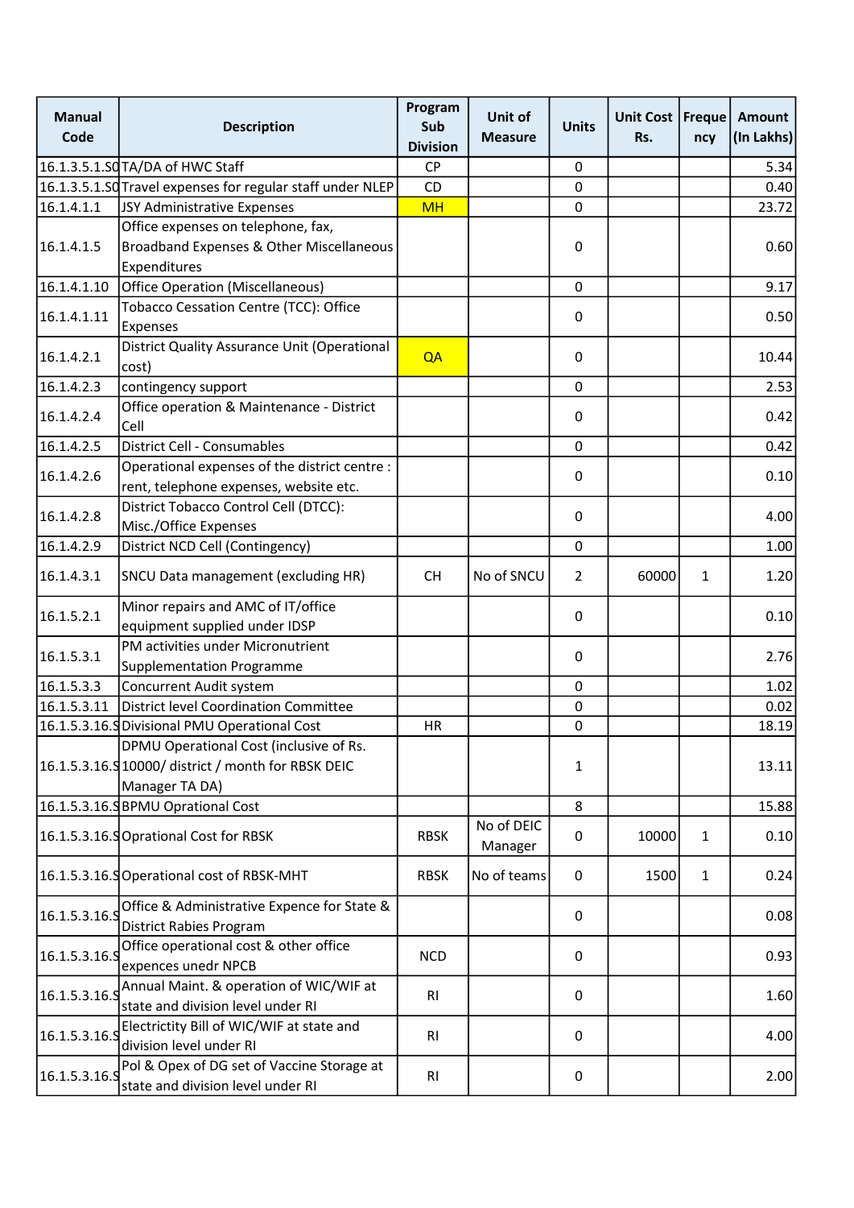| Manual Code | Description | Program Sub Division | Unit of Measure | Units | Unit Cost Rs. | Frequency | Amount (In Lakhs) |
|---|---|---|---|---|---|---|---|
| 16.1.3.5.1.S0 | TA/DA of HWC Staff | CP | | 0 | | | 5.34 |
| 16.1.3.5.1.S0 | Travel expenses for regular staff under NLEP | CD | | 0 | | | 0.40 |
| 16.1.4.1.1 | JSY Administrative Expenses | MH | | 0 | | | 23.72 |
| 16.1.4.1.5 | Office expenses on telephone, fax, Broadband Expenses & Other Miscellaneous Expenditures | | | 0 | | | 0.60 |
| 16.1.4.1.10 | Office Operation (Miscellaneous) | | | 0 | | | 9.17 |
| 16.1.4.1.11 | Tobacco Cessation Centre (TCC): Office Expenses | | | 0 | | | 0.50 |
| 16.1.4.2.1 | District Quality Assurance Unit (Operational cost) | QA | | 0 | | | 10.44 |
| 16.1.4.2.3 | contingency support | | | 0 | | | 2.53 |
| 16.1.4.2.4 | Office operation & Maintenance - District Cell | | | 0 | | | 0.42 |
| 16.1.4.2.5 | District Cell - Consumables | | | 0 | | | 0.42 |
| 16.1.4.2.6 | Operational expenses of the district centre : rent, telephone expenses, website etc. | | | 0 | | | 0.10 |
| 16.1.4.2.8 | District Tobacco Control Cell (DTCC): Misc./Office Expenses | | | 0 | | | 4.00 |
| 16.1.4.2.9 | District NCD Cell (Contingency) | | | 0 | | | 1.00 |
| 16.1.4.3.1 | SNCU Data management (excluding HR) | CH | No of SNCU | 2 | 60000 | 1 | 1.20 |
| 16.1.5.2.1 | Minor repairs and AMC of IT/office equipment supplied under IDSP | | | 0 | | | 0.10 |
| 16.1.5.3.1 | PM activities under Micronutrient Supplementation Programme | | | 0 | | | 2.76 |
| 16.1.5.3.3 | Concurrent Audit system | | | 0 | | | 1.02 |
| 16.1.5.3.11 | District level Coordination Committee | | | 0 | | | 0.02 |
| 16.1.5.3.16.S | Divisional PMU Operational Cost | HR | | 0 | | | 18.19 |
| 16.1.5.3.16.S | DPMU Operational Cost (inclusive of Rs. 10000/ district / month for RBSK DEIC Manager TA DA) | | | 1 | | | 13.11 |
| 16.1.5.3.16.S | BPMU Oprational Cost | | | 8 | | | 15.88 |
| 16.1.5.3.16.S | Oprational Cost for RBSK | RBSK | No of DEIC Manager | 0 | 10000 | 1 | 0.10 |
| 16.1.5.3.16.S | Operational cost of RBSK-MHT | RBSK | No of teams | 0 | 1500 | 1 | 0.24 |
| 16.1.5.3.16.S | Office & Administrative Expence for State & District Rabies Program | | | 0 | | | 0.08 |
| 16.1.5.3.16.S | Office operational cost & other office expences unedr NPCB | NCD | | 0 | | | 0.93 |
| 16.1.5.3.16.S | Annual Maint. & operation of WIC/WIF at state and division level under RI | RI | | 0 | | | 1.60 |
| 16.1.5.3.16.S | Electrictity Bill of WIC/WIF at state and division level under RI | RI | | 0 | | | 4.00 |
| 16.1.5.3.16.S | Pol & Opex of DG set of Vaccine Storage at state and division level under RI | RI | | 0 | | | 2.00 |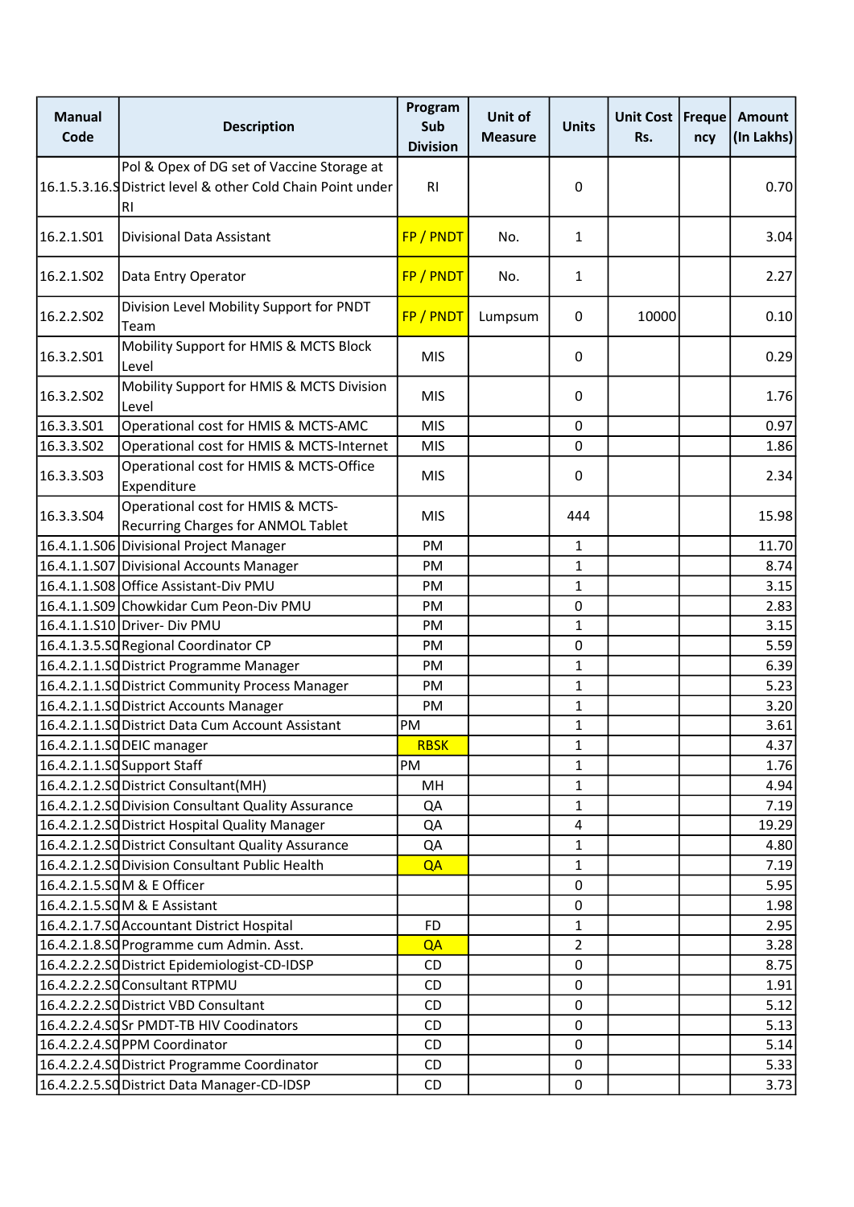| Manual Code | Description | Program Sub Division | Unit of Measure | Units | Unit Cost Rs. | Frequency | Amount (In Lakhs) |
|---|---|---|---|---|---|---|---|
| 16.1.5.3.16.S | Pol & Opex of DG set of Vaccine Storage at District level & other Cold Chain Point under RI | RI | | 0 | | | 0.70 |
| 16.2.1.S01 | Divisional Data Assistant | FP / PNDT | No. | 1 | | | 3.04 |
| 16.2.1.S02 | Data Entry Operator | FP / PNDT | No. | 1 | | | 2.27 |
| 16.2.2.S02 | Division Level Mobility Support for PNDT Team | FP / PNDT | Lumpsum | 0 | 10000 | | 0.10 |
| 16.3.2.S01 | Mobility Support for HMIS & MCTS Block Level | MIS | | 0 | | | 0.29 |
| 16.3.2.S02 | Mobility Support for HMIS & MCTS Division Level | MIS | | 0 | | | 1.76 |
| 16.3.3.S01 | Operational cost for HMIS & MCTS-AMC | MIS | | 0 | | | 0.97 |
| 16.3.3.S02 | Operational cost for HMIS & MCTS-Internet | MIS | | 0 | | | 1.86 |
| 16.3.3.S03 | Operational cost for HMIS & MCTS-Office Expenditure | MIS | | 0 | | | 2.34 |
| 16.3.3.S04 | Operational cost for HMIS & MCTS-Recurring Charges for ANMOL Tablet | MIS | | 444 | | | 15.98 |
| 16.4.1.1.S06 | Divisional Project Manager | PM | | 1 | | | 11.70 |
| 16.4.1.1.S07 | Divisional Accounts Manager | PM | | 1 | | | 8.74 |
| 16.4.1.1.S08 | Office Assistant-Div PMU | PM | | 1 | | | 3.15 |
| 16.4.1.1.S09 | Chowkidar Cum Peon-Div PMU | PM | | 0 | | | 2.83 |
| 16.4.1.1.S10 | Driver- Div PMU | PM | | 1 | | | 3.15 |
| 16.4.1.3.5.S0 | Regional Coordinator CP | PM | | 0 | | | 5.59 |
| 16.4.2.1.1.S0 | District Programme Manager | PM | | 1 | | | 6.39 |
| 16.4.2.1.1.S0 | District Community Process Manager | PM | | 1 | | | 5.23 |
| 16.4.2.1.1.S0 | District Accounts Manager | PM | | 1 | | | 3.20 |
| 16.4.2.1.1.S0 | District Data Cum Account Assistant | PM | | 1 | | | 3.61 |
| 16.4.2.1.1.S0 | DEIC manager | RBSK | | 1 | | | 4.37 |
| 16.4.2.1.1.S0 | Support Staff | PM | | 1 | | | 1.76 |
| 16.4.2.1.2.S0 | District Consultant(MH) | MH | | 1 | | | 4.94 |
| 16.4.2.1.2.S0 | Division Consultant Quality Assurance | QA | | 1 | | | 7.19 |
| 16.4.2.1.2.S0 | District Hospital Quality Manager | QA | | 4 | | | 19.29 |
| 16.4.2.1.2.S0 | District Consultant Quality Assurance | QA | | 1 | | | 4.80 |
| 16.4.2.1.2.S0 | Division Consultant Public Health | QA | | 1 | | | 7.19 |
| 16.4.2.1.5.S0 | M & E Officer | | | 0 | | | 5.95 |
| 16.4.2.1.5.S0 | M & E Assistant | | | 0 | | | 1.98 |
| 16.4.2.1.7.S0 | Accountant District Hospital | FD | | 1 | | | 2.95 |
| 16.4.2.1.8.S0 | Programme cum Admin. Asst. | QA | | 2 | | | 3.28 |
| 16.4.2.2.2.S0 | District Epidemiologist-CD-IDSP | CD | | 0 | | | 8.75 |
| 16.4.2.2.2.S0 | Consultant RTPMU | CD | | 0 | | | 1.91 |
| 16.4.2.2.2.S0 | District VBD Consultant | CD | | 0 | | | 5.12 |
| 16.4.2.2.4.S0 | Sr PMDT-TB HIV Coodinators | CD | | 0 | | | 5.13 |
| 16.4.2.2.4.S0 | PPM Coordinator | CD | | 0 | | | 5.14 |
| 16.4.2.2.4.S0 | District Programme Coordinator | CD | | 0 | | | 5.33 |
| 16.4.2.2.5.S0 | District Data Manager-CD-IDSP | CD | | 0 | | | 3.73 |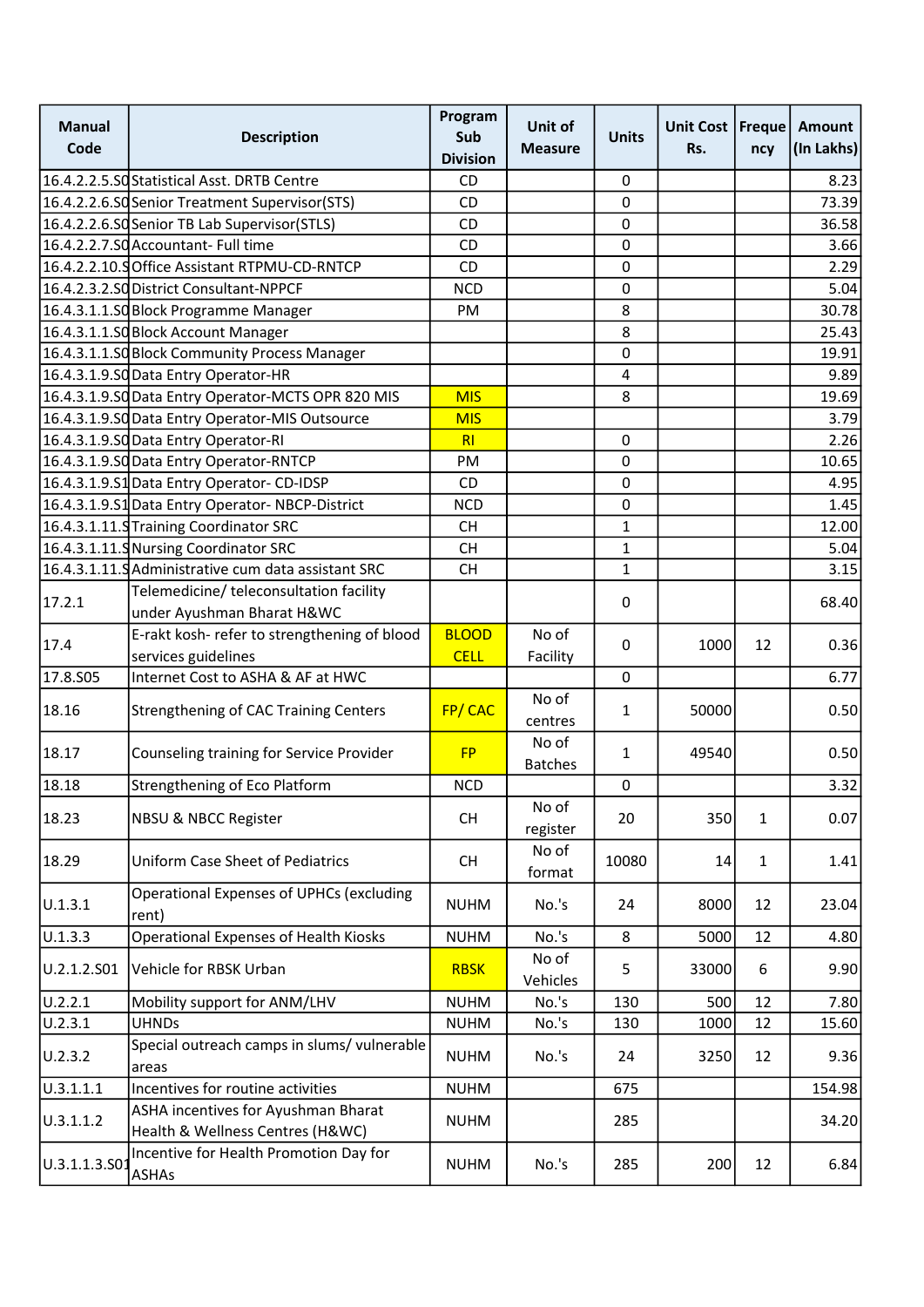| Manual Code | Description | Program Sub Division | Unit of Measure | Units | Unit Cost Rs. | Frequency | Amount (In Lakhs) |
|---|---|---|---|---|---|---|---|
| 16.4.2.2.5.S0 | Statistical Asst. DRTB Centre | CD | | 0 | | | 8.23 |
| 16.4.2.2.6.S0 | Senior Treatment Supervisor(STS) | CD | | 0 | | | 73.39 |
| 16.4.2.2.6.S0 | Senior TB Lab Supervisor(STLS) | CD | | 0 | | | 36.58 |
| 16.4.2.2.7.S0 | Accountant- Full time | CD | | 0 | | | 3.66 |
| 16.4.2.2.10.S | Office Assistant RTPMU-CD-RNTCP | CD | | 0 | | | 2.29 |
| 16.4.2.3.2.S0 | District Consultant-NPPCF | NCD | | 0 | | | 5.04 |
| 16.4.3.1.1.S0 | Block Programme Manager | PM | | 8 | | | 30.78 |
| 16.4.3.1.1.S0 | Block Account Manager | | | 8 | | | 25.43 |
| 16.4.3.1.1.S0 | Block Community Process Manager | | | 0 | | | 19.91 |
| 16.4.3.1.9.S0 | Data Entry Operator-HR | | | 4 | | | 9.89 |
| 16.4.3.1.9.S0 | Data Entry Operator-MCTS OPR 820 MIS | MIS | | 8 | | | 19.69 |
| 16.4.3.1.9.S0 | Data Entry Operator-MIS Outsource | MIS | | | | | 3.79 |
| 16.4.3.1.9.S0 | Data Entry Operator-RI | RI | | 0 | | | 2.26 |
| 16.4.3.1.9.S0 | Data Entry Operator-RNTCP | PM | | 0 | | | 10.65 |
| 16.4.3.1.9.S1 | Data Entry Operator- CD-IDSP | CD | | 0 | | | 4.95 |
| 16.4.3.1.9.S1 | Data Entry Operator- NBCP-District | NCD | | 0 | | | 1.45 |
| 16.4.3.1.11.S | Training Coordinator SRC | CH | | 1 | | | 12.00 |
| 16.4.3.1.11.S | Nursing Coordinator SRC | CH | | 1 | | | 5.04 |
| 16.4.3.1.11.S | Administrative cum data assistant SRC | CH | | 1 | | | 3.15 |
| 17.2.1 | Telemedicine/ teleconsultation facility under Ayushman Bharat H&WC | | | 0 | | | 68.40 |
| 17.4 | E-rakt kosh- refer to strengthening of blood services guidelines | BLOOD CELL | No of Facility | 0 | 1000 | 12 | 0.36 |
| 17.8.S05 | Internet Cost to ASHA & AF at HWC | | | 0 | | | 6.77 |
| 18.16 | Strengthening of CAC Training Centers | FP/ CAC | No of centres | 1 | 50000 | | 0.50 |
| 18.17 | Counseling training for Service Provider | FP | No of Batches | 1 | 49540 | | 0.50 |
| 18.18 | Strengthening of Eco Platform | NCD | | 0 | | | 3.32 |
| 18.23 | NBSU & NBCC Register | CH | No of register | 20 | 350 | 1 | 0.07 |
| 18.29 | Uniform Case Sheet of Pediatrics | CH | No of format | 10080 | 14 | 1 | 1.41 |
| U.1.3.1 | Operational Expenses of UPHCs (excluding rent) | NUHM | No.'s | 24 | 8000 | 12 | 23.04 |
| U.1.3.3 | Operational Expenses of Health Kiosks | NUHM | No.'s | 8 | 5000 | 12 | 4.80 |
| U.2.1.2.S01 | Vehicle for RBSK Urban | RBSK | No of Vehicles | 5 | 33000 | 6 | 9.90 |
| U.2.2.1 | Mobility support for ANM/LHV | NUHM | No.'s | 130 | 500 | 12 | 7.80 |
| U.2.3.1 | UHNDs | NUHM | No.'s | 130 | 1000 | 12 | 15.60 |
| U.2.3.2 | Special outreach camps in slums/ vulnerable areas | NUHM | No.'s | 24 | 3250 | 12 | 9.36 |
| U.3.1.1.1 | Incentives for routine activities | NUHM | | 675 | | | 154.98 |
| U.3.1.1.2 | ASHA incentives for Ayushman Bharat Health & Wellness Centres (H&WC) | NUHM | | 285 | | | 34.20 |
| U.3.1.1.3.S01 | Incentive for Health Promotion Day for ASHAs | NUHM | No.'s | 285 | 200 | 12 | 6.84 |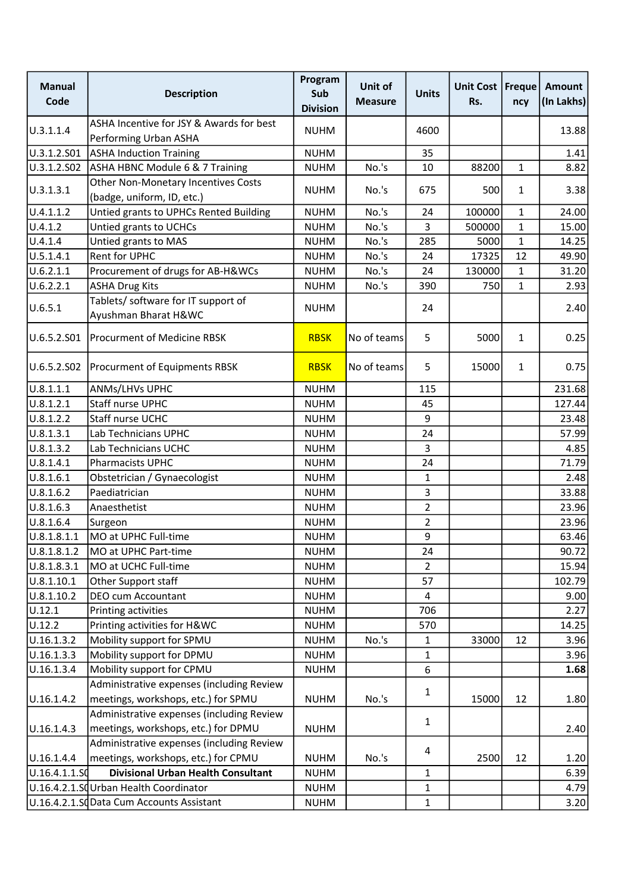| Manual Code | Description | Program Sub Division | Unit of Measure | Units | Unit Cost Rs. | Frequency | Amount (In Lakhs) |
|---|---|---|---|---|---|---|---|
| U.3.1.1.4 | ASHA Incentive for JSY & Awards for best Performing Urban ASHA | NUHM | | 4600 | | | 13.88 |
| U.3.1.2.S01 | ASHA Induction Training | NUHM | | 35 | | | 1.41 |
| U.3.1.2.S02 | ASHA HBNC Module 6 & 7 Training | NUHM | No.'s | 10 | 88200 | 1 | 8.82 |
| U.3.1.3.1 | Other Non-Monetary Incentives Costs (badge, uniform, ID, etc.) | NUHM | No.'s | 675 | 500 | 1 | 3.38 |
| U.4.1.1.2 | Untied grants to UPHCs Rented Building | NUHM | No.'s | 24 | 100000 | 1 | 24.00 |
| U.4.1.2 | Untied grants to UCHCs | NUHM | No.'s | 3 | 500000 | 1 | 15.00 |
| U.4.1.4 | Untied grants to MAS | NUHM | No.'s | 285 | 5000 | 1 | 14.25 |
| U.5.1.4.1 | Rent for UPHC | NUHM | No.'s | 24 | 17325 | 12 | 49.90 |
| U.6.2.1.1 | Procurement of drugs for AB-H&WCs | NUHM | No.'s | 24 | 130000 | 1 | 31.20 |
| U.6.2.2.1 | ASHA Drug Kits | NUHM | No.'s | 390 | 750 | 1 | 2.93 |
| U.6.5.1 | Tablets/ software for IT support of Ayushman Bharat H&WC | NUHM | | 24 | | | 2.40 |
| U.6.5.2.S01 | Procurment of Medicine RBSK | RBSK | No of teams | 5 | 5000 | 1 | 0.25 |
| U.6.5.2.S02 | Procurment of Equipments RBSK | RBSK | No of teams | 5 | 15000 | 1 | 0.75 |
| U.8.1.1.1 | ANMs/LHVs UPHC | NUHM | | 115 | | | 231.68 |
| U.8.1.2.1 | Staff nurse UPHC | NUHM | | 45 | | | 127.44 |
| U.8.1.2.2 | Staff nurse UCHC | NUHM | | 9 | | | 23.48 |
| U.8.1.3.1 | Lab Technicians UPHC | NUHM | | 24 | | | 57.99 |
| U.8.1.3.2 | Lab Technicians UCHC | NUHM | | 3 | | | 4.85 |
| U.8.1.4.1 | Pharmacists UPHC | NUHM | | 24 | | | 71.79 |
| U.8.1.6.1 | Obstetrician / Gynaecologist | NUHM | | 1 | | | 2.48 |
| U.8.1.6.2 | Paediatrician | NUHM | | 3 | | | 33.88 |
| U.8.1.6.3 | Anaesthetist | NUHM | | 2 | | | 23.96 |
| U.8.1.6.4 | Surgeon | NUHM | | 2 | | | 23.96 |
| U.8.1.8.1.1 | MO at UPHC Full-time | NUHM | | 9 | | | 63.46 |
| U.8.1.8.1.2 | MO at UPHC Part-time | NUHM | | 24 | | | 90.72 |
| U.8.1.8.3.1 | MO at UCHC Full-time | NUHM | | 2 | | | 15.94 |
| U.8.1.10.1 | Other Support staff | NUHM | | 57 | | | 102.79 |
| U.8.1.10.2 | DEO cum Accountant | NUHM | | 4 | | | 9.00 |
| U.12.1 | Printing activities | NUHM | | 706 | | | 2.27 |
| U.12.2 | Printing activities for H&WC | NUHM | | 570 | | | 14.25 |
| U.16.1.3.2 | Mobility support for SPMU | NUHM | No.'s | 1 | 33000 | 12 | 3.96 |
| U.16.1.3.3 | Mobility support for DPMU | NUHM | | 1 | | | 3.96 |
| U.16.1.3.4 | Mobility support for CPMU | NUHM | | 6 | | | **1.68** |
| U.16.1.4.2 | Administrative expenses (including Review meetings, workshops, etc.) for SPMU | NUHM | No.'s | 1 | 15000 | 12 | 1.80 |
| U.16.1.4.3 | Administrative expenses (including Review meetings, workshops, etc.) for DPMU | NUHM | | 1 | | | 2.40 |
| U.16.1.4.4 | Administrative expenses (including Review meetings, workshops, etc.) for CPMU | NUHM | No.'s | 4 | 2500 | 12 | 1.20 |
| U.16.4.1.1.S0 | **Divisional Urban Health Consultant** | NUHM | | 1 | | | 6.39 |
| U.16.4.2.1.S0 | Urban Health Coordinator | NUHM | | 1 | | | 4.79 |
| U.16.4.2.1.S0 | Data Cum Accounts Assistant | NUHM | | 1 | | | 3.20 |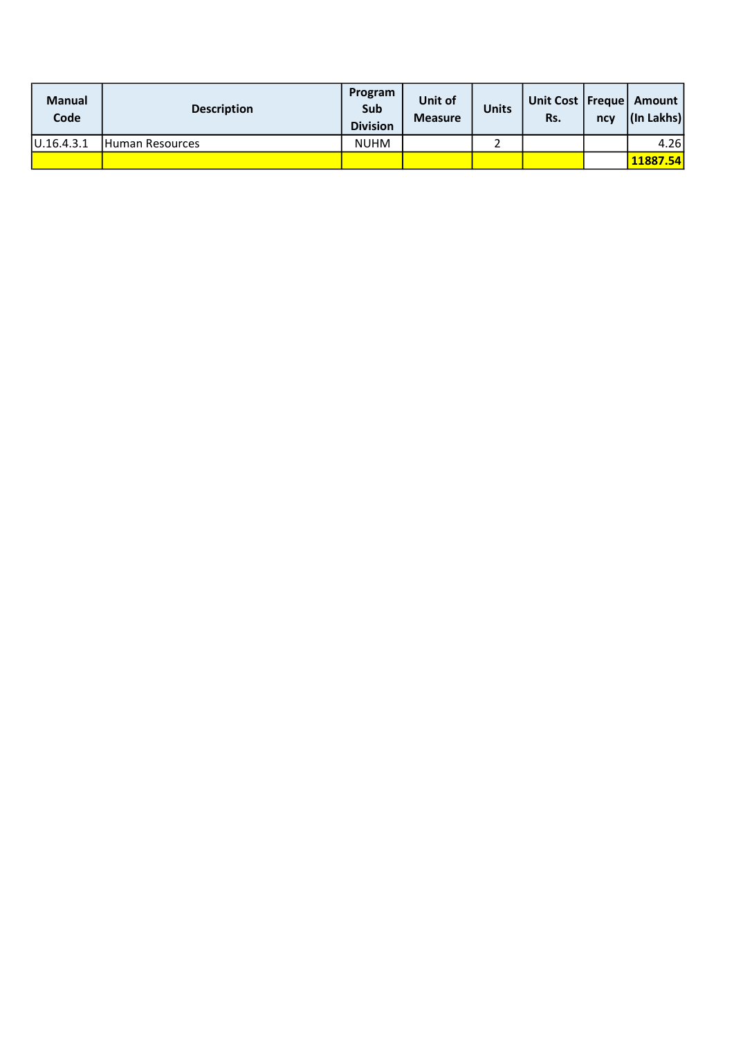| Manual Code | Description | Program Sub Division | Unit of Measure | Units | Unit Cost Rs. | Frequency | Amount (In Lakhs) |
|---|---|---|---|---|---|---|---|
| U.16.4.3.1 | Human Resources | NUHM | | 2 | | | 4.26 |
| | | | | | | | **11887.54** |